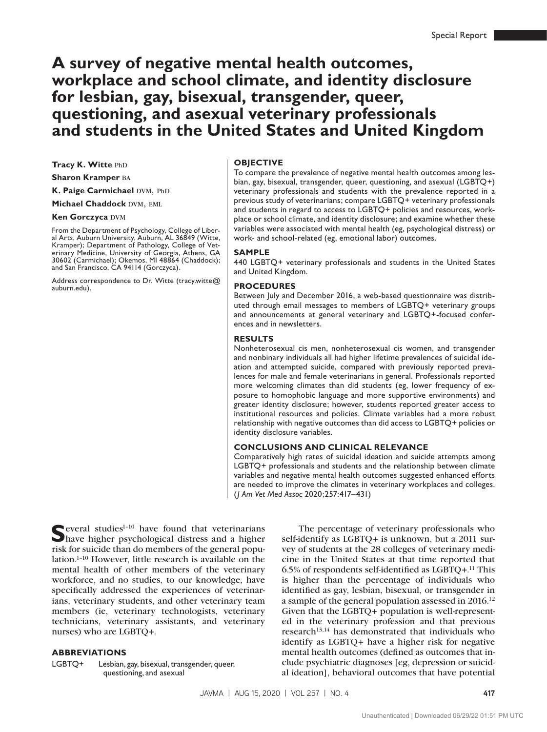Special Report

# A survey of negative mental health outcomes, workplace and school climate, and identity disclosure for lesbian, gay, bisexual, transgender, queer, questioning, and asexual veterinary professionals and students in the United States and United Kingdom

**Tracy K. Witte** PhD

**Sharon Kramper** BA

**K. Paige Carmichael** DVM, PhD

**Michael Chaddock** DVM, EML

**Ken Gorczyca** DVM

From the Department of Psychology, College of Liberal Arts, Auburn University, Auburn, AL 36849 (Witte, Kramper); Department of Pathology, College of Veterinary Medicine, University of Georgia, Athens, GA 30602 (Carmichael); Okemos, MI 48864 (Chaddock); and San Francisco, CA 94114 (Gorczyca).

Address correspondence to Dr. Witte (tracy.witte@auburn.edu).

### OBJECTIVE

To compare the prevalence of negative mental health outcomes among lesbian, gay, bisexual, transgender, queer, questioning, and asexual (LGBTQ+) veterinary professionals and students with the prevalence reported in a previous study of veterinarians; compare LGBTQ+ veterinary professionals and students in regard to access to LGBTQ+ policies and resources, workplace or school climate, and identity disclosure; and examine whether these variables were associated with mental health (eg, psychological distress) or work- and school-related (eg, emotional labor) outcomes.

### SAMPLE

440 LGBTQ+ veterinary professionals and students in the United States and United Kingdom.

### PROCEDURES

Between July and December 2016, a web-based questionnaire was distributed through email messages to members of LGBTQ+ veterinary groups and announcements at general veterinary and LGBTQ+-focused conferences and in newsletters.

### RESULTS

Nonheterosexual cis men, nonheterosexual cis women, and transgender and nonbinary individuals all had higher lifetime prevalences of suicidal ideation and attempted suicide, compared with previously reported prevalences for male and female veterinarians in general. Professionals reported more welcoming climates than did students (eg, lower frequency of exposure to homophobic language and more supportive environments) and greater identity disclosure; however, students reported greater access to institutional resources and policies. Climate variables had a more robust relationship with negative outcomes than did access to LGBTQ+ policies or identity disclosure variables.

### CONCLUSIONS AND CLINICAL RELEVANCE

Comparatively high rates of suicidal ideation and suicide attempts among LGBTQ+ professionals and students and the relationship between climate variables and negative mental health outcomes suggested enhanced efforts are needed to improve the climates in veterinary workplaces and colleges. (*J Am Vet Med Assoc* 2020;257:417–431)

Several studies[1–10] have found that veterinarians have higher psychological distress and a higher risk for suicide than do members of the general population.[1–10] However, little research is available on the mental health of other members of the veterinary workforce, and no studies, to our knowledge, have specifically addressed the experiences of veterinarians, veterinary students, and other veterinary team members (ie, veterinary technologists, veterinary technicians, veterinary assistants, and veterinary nurses) who are LGBTQ+.

### ABBREVIATIONS

LGBTQ+ Lesbian, gay, bisexual, transgender, queer, questioning, and asexual

The percentage of veterinary professionals who self-identify as LGBTQ+ is unknown, but a 2011 survey of students at the 28 colleges of veterinary medicine in the United States at that time reported that 6.5% of respondents self-identified as LGBTQ+.[11] This is higher than the percentage of individuals who identified as gay, lesbian, bisexual, or transgender in a sample of the general population assessed in 2016.[12] Given that the LGBTQ+ population is well-represented in the veterinary profession and that previous research[13,14] has demonstrated that individuals who identify as LGBTQ+ have a higher risk for negative mental health outcomes (defined as outcomes that include psychiatric diagnoses [eg, depression or suicidal ideation], behavioral outcomes that have potential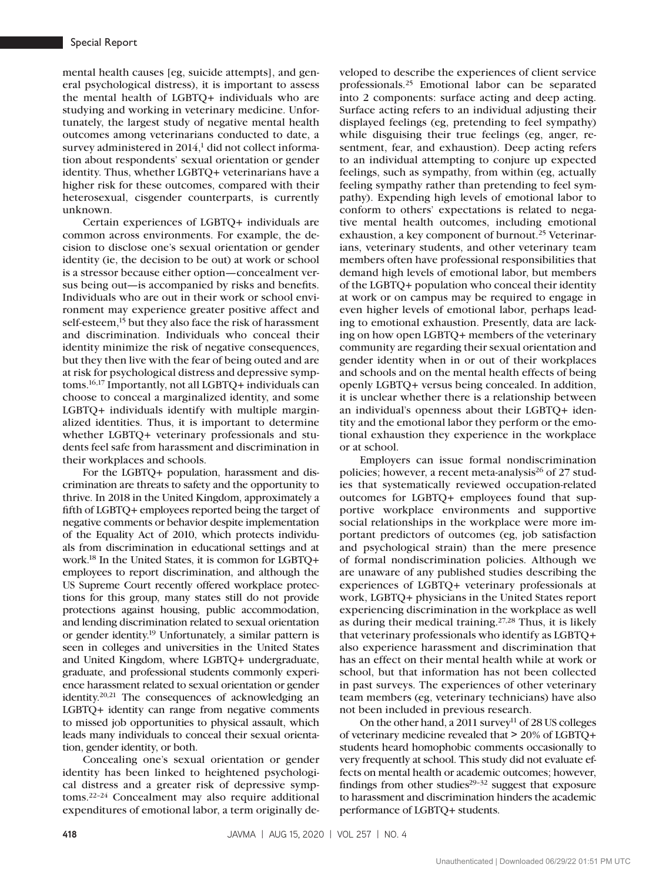mental health causes [eg, suicide attempts], and general psychological distress), it is important to assess the mental health of LGBTQ+ individuals who are studying and working in veterinary medicine. Unfortunately, the largest study of negative mental health outcomes among veterinarians conducted to date, a survey administered in 2014,[1] did not collect information about respondents' sexual orientation or gender identity. Thus, whether LGBTQ+ veterinarians have a higher risk for these outcomes, compared with their heterosexual, cisgender counterparts, is currently unknown.

Certain experiences of LGBTQ+ individuals are common across environments. For example, the decision to disclose one's sexual orientation or gender identity (ie, the decision to be out) at work or school is a stressor because either option—concealment versus being out—is accompanied by risks and benefits. Individuals who are out in their work or school environment may experience greater positive affect and self-esteem,[15] but they also face the risk of harassment and discrimination. Individuals who conceal their identity minimize the risk of negative consequences, but they then live with the fear of being outed and are at risk for psychological distress and depressive symptoms.[16,17] Importantly, not all LGBTQ+ individuals can choose to conceal a marginalized identity, and some LGBTQ+ individuals identify with multiple marginalized identities. Thus, it is important to determine whether LGBTQ+ veterinary professionals and students feel safe from harassment and discrimination in their workplaces and schools.

For the LGBTQ+ population, harassment and discrimination are threats to safety and the opportunity to thrive. In 2018 in the United Kingdom, approximately a fifth of LGBTQ+ employees reported being the target of negative comments or behavior despite implementation of the Equality Act of 2010, which protects individuals from discrimination in educational settings and at work.[18] In the United States, it is common for LGBTQ+ employees to report discrimination, and although the US Supreme Court recently offered workplace protections for this group, many states still do not provide protections against housing, public accommodation, and lending discrimination related to sexual orientation or gender identity.[19] Unfortunately, a similar pattern is seen in colleges and universities in the United States and United Kingdom, where LGBTQ+ undergraduate, graduate, and professional students commonly experience harassment related to sexual orientation or gender identity.[20,21] The consequences of acknowledging an LGBTQ+ identity can range from negative comments to missed job opportunities to physical assault, which leads many individuals to conceal their sexual orientation, gender identity, or both.

Concealing one's sexual orientation or gender identity has been linked to heightened psychological distress and a greater risk of depressive symptoms.[22–24] Concealment may also require additional expenditures of emotional labor, a term originally developed to describe the experiences of client service professionals.[25] Emotional labor can be separated into 2 components: surface acting and deep acting. Surface acting refers to an individual adjusting their displayed feelings (eg, pretending to feel sympathy) while disguising their true feelings (eg, anger, resentment, fear, and exhaustion). Deep acting refers to an individual attempting to conjure up expected feelings, such as sympathy, from within (eg, actually feeling sympathy rather than pretending to feel sympathy). Expending high levels of emotional labor to conform to others' expectations is related to negative mental health outcomes, including emotional exhaustion, a key component of burnout.[25] Veterinarians, veterinary students, and other veterinary team members often have professional responsibilities that demand high levels of emotional labor, but members of the LGBTQ+ population who conceal their identity at work or on campus may be required to engage in even higher levels of emotional labor, perhaps leading to emotional exhaustion. Presently, data are lacking on how open LGBTQ+ members of the veterinary community are regarding their sexual orientation and gender identity when in or out of their workplaces and schools and on the mental health effects of being openly LGBTQ+ versus being concealed. In addition, it is unclear whether there is a relationship between an individual's openness about their LGBTQ+ identity and the emotional labor they perform or the emotional exhaustion they experience in the workplace or at school.

Employers can issue formal nondiscrimination policies; however, a recent meta-analysis[26] of 27 studies that systematically reviewed occupation-related outcomes for LGBTQ+ employees found that supportive workplace environments and supportive social relationships in the workplace were more important predictors of outcomes (eg, job satisfaction and psychological strain) than the mere presence of formal nondiscrimination policies. Although we are unaware of any published studies describing the experiences of LGBTQ+ veterinary professionals at work, LGBTQ+ physicians in the United States report experiencing discrimination in the workplace as well as during their medical training.[27,28] Thus, it is likely that veterinary professionals who identify as LGBTQ+ also experience harassment and discrimination that has an effect on their mental health while at work or school, but that information has not been collected in past surveys. The experiences of other veterinary team members (eg, veterinary technicians) have also not been included in previous research.

On the other hand, a 2011 survey[11] of 28 US colleges of veterinary medicine revealed that > 20% of LGBTQ+ students heard homophobic comments occasionally to very frequently at school. This study did not evaluate effects on mental health or academic outcomes; however, findings from other studies[29–32] suggest that exposure to harassment and discrimination hinders the academic performance of LGBTQ+ students.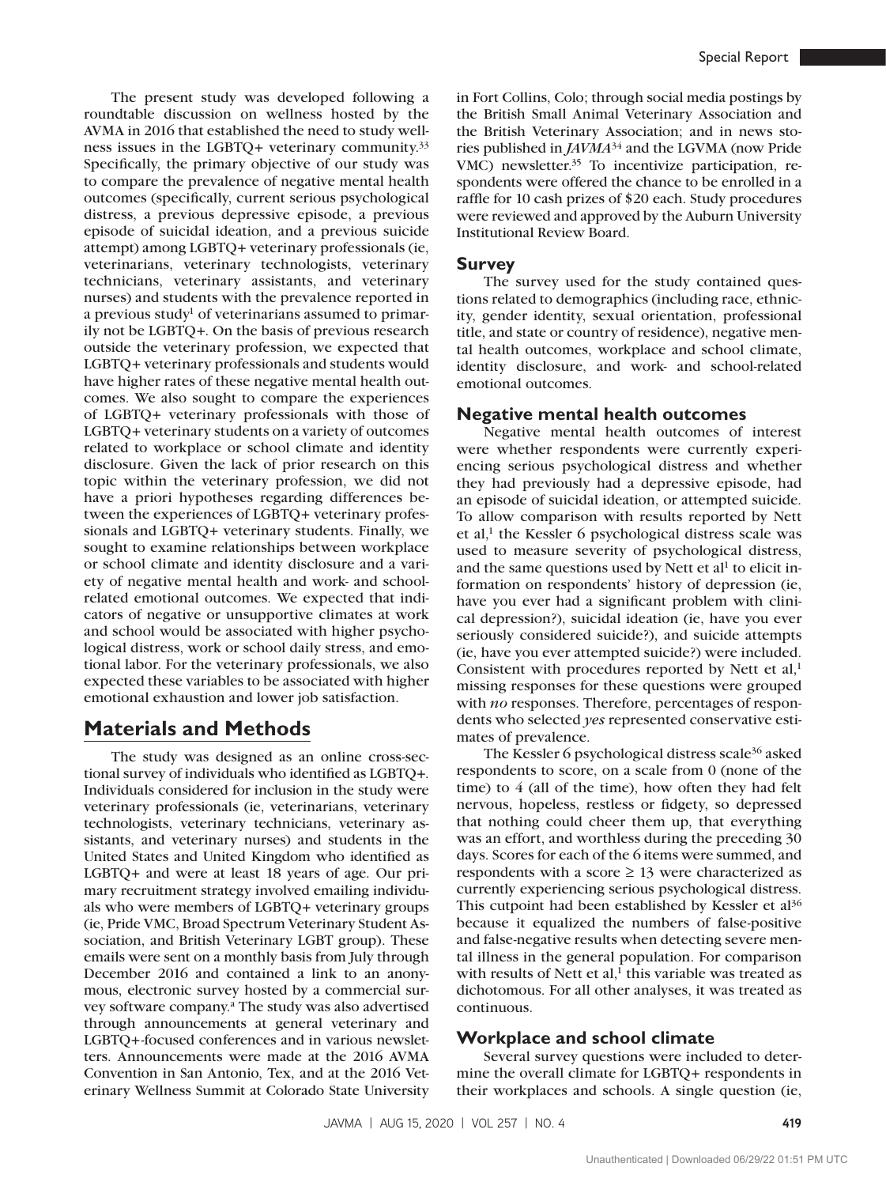The present study was developed following a roundtable discussion on wellness hosted by the AVMA in 2016 that established the need to study wellness issues in the LGBTQ+ veterinary community.[33] Specifically, the primary objective of our study was to compare the prevalence of negative mental health outcomes (specifically, current serious psychological distress, a previous depressive episode, a previous episode of suicidal ideation, and a previous suicide attempt) among LGBTQ+ veterinary professionals (ie, veterinarians, veterinary technologists, veterinary technicians, veterinary assistants, and veterinary nurses) and students with the prevalence reported in a previous study[1] of veterinarians assumed to primarily not be LGBTQ+. On the basis of previous research outside the veterinary profession, we expected that LGBTQ+ veterinary professionals and students would have higher rates of these negative mental health outcomes. We also sought to compare the experiences of LGBTQ+ veterinary professionals with those of LGBTQ+ veterinary students on a variety of outcomes related to workplace or school climate and identity disclosure. Given the lack of prior research on this topic within the veterinary profession, we did not have a priori hypotheses regarding differences between the experiences of LGBTQ+ veterinary professionals and LGBTQ+ veterinary students. Finally, we sought to examine relationships between workplace or school climate and identity disclosure and a variety of negative mental health and work- and school-related emotional outcomes. We expected that indicators of negative or unsupportive climates at work and school would be associated with higher psychological distress, work or school daily stress, and emotional labor. For the veterinary professionals, we also expected these variables to be associated with higher emotional exhaustion and lower job satisfaction.

## Materials and Methods

The study was designed as an online cross-sectional survey of individuals who identified as LGBTQ+. Individuals considered for inclusion in the study were veterinary professionals (ie, veterinarians, veterinary technologists, veterinary technicians, veterinary assistants, and veterinary nurses) and students in the United States and United Kingdom who identified as LGBTQ+ and were at least 18 years of age. Our primary recruitment strategy involved emailing individuals who were members of LGBTQ+ veterinary groups (ie, Pride VMC, Broad Spectrum Veterinary Student Association, and British Veterinary LGBT group). These emails were sent on a monthly basis from July through December 2016 and contained a link to an anonymous, electronic survey hosted by a commercial survey software company.[a] The study was also advertised through announcements at general veterinary and LGBTQ+-focused conferences and in various newsletters. Announcements were made at the 2016 AVMA Convention in San Antonio, Tex, and at the 2016 Veterinary Wellness Summit at Colorado State University in Fort Collins, Colo; through social media postings by the British Small Animal Veterinary Association and the British Veterinary Association; and in news stories published in *JAVMA*[34] and the LGVMA (now Pride VMC) newsletter.[35] To incentivize participation, respondents were offered the chance to be enrolled in a raffle for 10 cash prizes of $20 each. Study procedures were reviewed and approved by the Auburn University Institutional Review Board.

### Survey

The survey used for the study contained questions related to demographics (including race, ethnicity, gender identity, sexual orientation, professional title, and state or country of residence), negative mental health outcomes, workplace and school climate, identity disclosure, and work- and school-related emotional outcomes.

### Negative mental health outcomes

Negative mental health outcomes of interest were whether respondents were currently experiencing serious psychological distress and whether they had previously had a depressive episode, had an episode of suicidal ideation, or attempted suicide. To allow comparison with results reported by Nett et al,[1] the Kessler 6 psychological distress scale was used to measure severity of psychological distress, and the same questions used by Nett et al[1] to elicit information on respondents' history of depression (ie, have you ever had a significant problem with clinical depression?), suicidal ideation (ie, have you ever seriously considered suicide?), and suicide attempts (ie, have you ever attempted suicide?) were included. Consistent with procedures reported by Nett et al,[1] missing responses for these questions were grouped with *no* responses. Therefore, percentages of respondents who selected *yes* represented conservative estimates of prevalence.

The Kessler 6 psychological distress scale[36] asked respondents to score, on a scale from 0 (none of the time) to 4 (all of the time), how often they had felt nervous, hopeless, restless or fidgety, so depressed that nothing could cheer them up, that everything was an effort, and worthless during the preceding 30 days. Scores for each of the 6 items were summed, and respondents with a score $\geq 13$ were characterized as currently experiencing serious psychological distress. This cutpoint had been established by Kessler et al[36] because it equalized the numbers of false-positive and false-negative results when detecting severe mental illness in the general population. For comparison with results of Nett et al,[1] this variable was treated as dichotomous. For all other analyses, it was treated as continuous.

### Workplace and school climate

Several survey questions were included to determine the overall climate for LGBTQ+ respondents in their workplaces and schools. A single question (ie,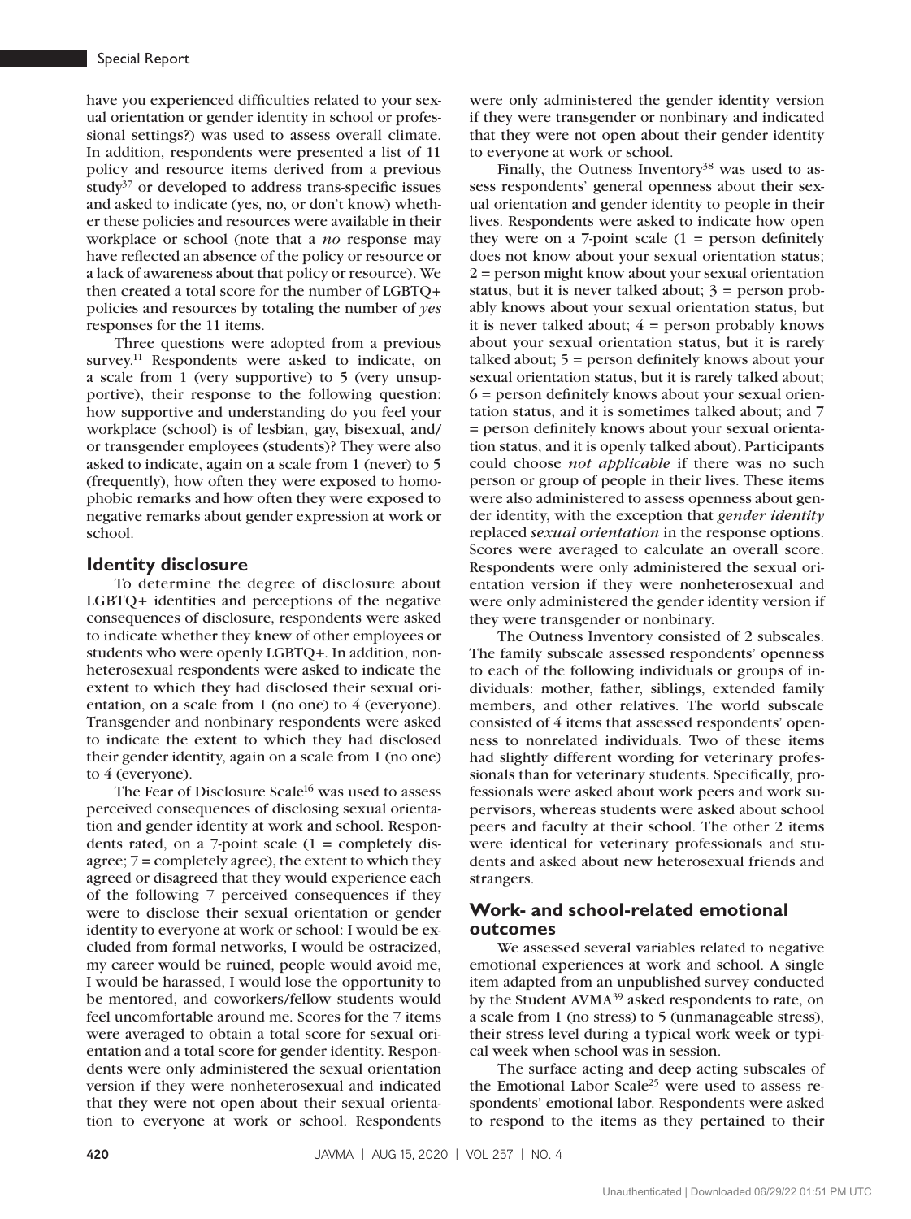have you experienced difficulties related to your sexual orientation or gender identity in school or professional settings?) was used to assess overall climate. In addition, respondents were presented a list of 11 policy and resource items derived from a previous study[37] or developed to address trans-specific issues and asked to indicate (yes, no, or don't know) whether these policies and resources were available in their workplace or school (note that a *no* response may have reflected an absence of the policy or resource or a lack of awareness about that policy or resource). We then created a total score for the number of LGBTQ+ policies and resources by totaling the number of *yes* responses for the 11 items.

Three questions were adopted from a previous survey.[11] Respondents were asked to indicate, on a scale from 1 (very supportive) to 5 (very unsupportive), their response to the following question: how supportive and understanding do you feel your workplace (school) is of lesbian, gay, bisexual, and/or transgender employees (students)? They were also asked to indicate, again on a scale from 1 (never) to 5 (frequently), how often they were exposed to homophobic remarks and how often they were exposed to negative remarks about gender expression at work or school.

## Identity disclosure

To determine the degree of disclosure about LGBTQ+ identities and perceptions of the negative consequences of disclosure, respondents were asked to indicate whether they knew of other employees or students who were openly LGBTQ+. In addition, nonheterosexual respondents were asked to indicate the extent to which they had disclosed their sexual orientation, on a scale from 1 (no one) to 4 (everyone). Transgender and nonbinary respondents were asked to indicate the extent to which they had disclosed their gender identity, again on a scale from 1 (no one) to 4 (everyone).

The Fear of Disclosure Scale[16] was used to assess perceived consequences of disclosing sexual orientation and gender identity at work and school. Respondents rated, on a 7-point scale (1 = completely disagree; 7 = completely agree), the extent to which they agreed or disagreed that they would experience each of the following 7 perceived consequences if they were to disclose their sexual orientation or gender identity to everyone at work or school: I would be excluded from formal networks, I would be ostracized, my career would be ruined, people would avoid me, I would be harassed, I would lose the opportunity to be mentored, and coworkers/fellow students would feel uncomfortable around me. Scores for the 7 items were averaged to obtain a total score for sexual orientation and a total score for gender identity. Respondents were only administered the sexual orientation version if they were nonheterosexual and indicated that they were not open about their sexual orientation to everyone at work or school. Respondents were only administered the gender identity version if they were transgender or nonbinary and indicated that they were not open about their gender identity to everyone at work or school.

Finally, the Outness Inventory[38] was used to assess respondents' general openness about their sexual orientation and gender identity to people in their lives. Respondents were asked to indicate how open they were on a 7-point scale (1 = person definitely does not know about your sexual orientation status; 2 = person might know about your sexual orientation status, but it is never talked about; 3 = person probably knows about your sexual orientation status, but it is never talked about; 4 = person probably knows about your sexual orientation status, but it is rarely talked about; 5 = person definitely knows about your sexual orientation status, but it is rarely talked about; 6 = person definitely knows about your sexual orientation status, and it is sometimes talked about; and 7 = person definitely knows about your sexual orientation status, and it is openly talked about). Participants could choose *not applicable* if there was no such person or group of people in their lives. These items were also administered to assess openness about gender identity, with the exception that *gender identity* replaced *sexual orientation* in the response options. Scores were averaged to calculate an overall score. Respondents were only administered the sexual orientation version if they were nonheterosexual and were only administered the gender identity version if they were transgender or nonbinary.

The Outness Inventory consisted of 2 subscales. The family subscale assessed respondents' openness to each of the following individuals or groups of individuals: mother, father, siblings, extended family members, and other relatives. The world subscale consisted of 4 items that assessed respondents' openness to nonrelated individuals. Two of these items had slightly different wording for veterinary professionals than for veterinary students. Specifically, professionals were asked about work peers and work supervisors, whereas students were asked about school peers and faculty at their school. The other 2 items were identical for veterinary professionals and students and asked about new heterosexual friends and strangers.

## Work- and school-related emotional outcomes

We assessed several variables related to negative emotional experiences at work and school. A single item adapted from an unpublished survey conducted by the Student AVMA[39] asked respondents to rate, on a scale from 1 (no stress) to 5 (unmanageable stress), their stress level during a typical work week or typical week when school was in session.

The surface acting and deep acting subscales of the Emotional Labor Scale[25] were used to assess respondents' emotional labor. Respondents were asked to respond to the items as they pertained to their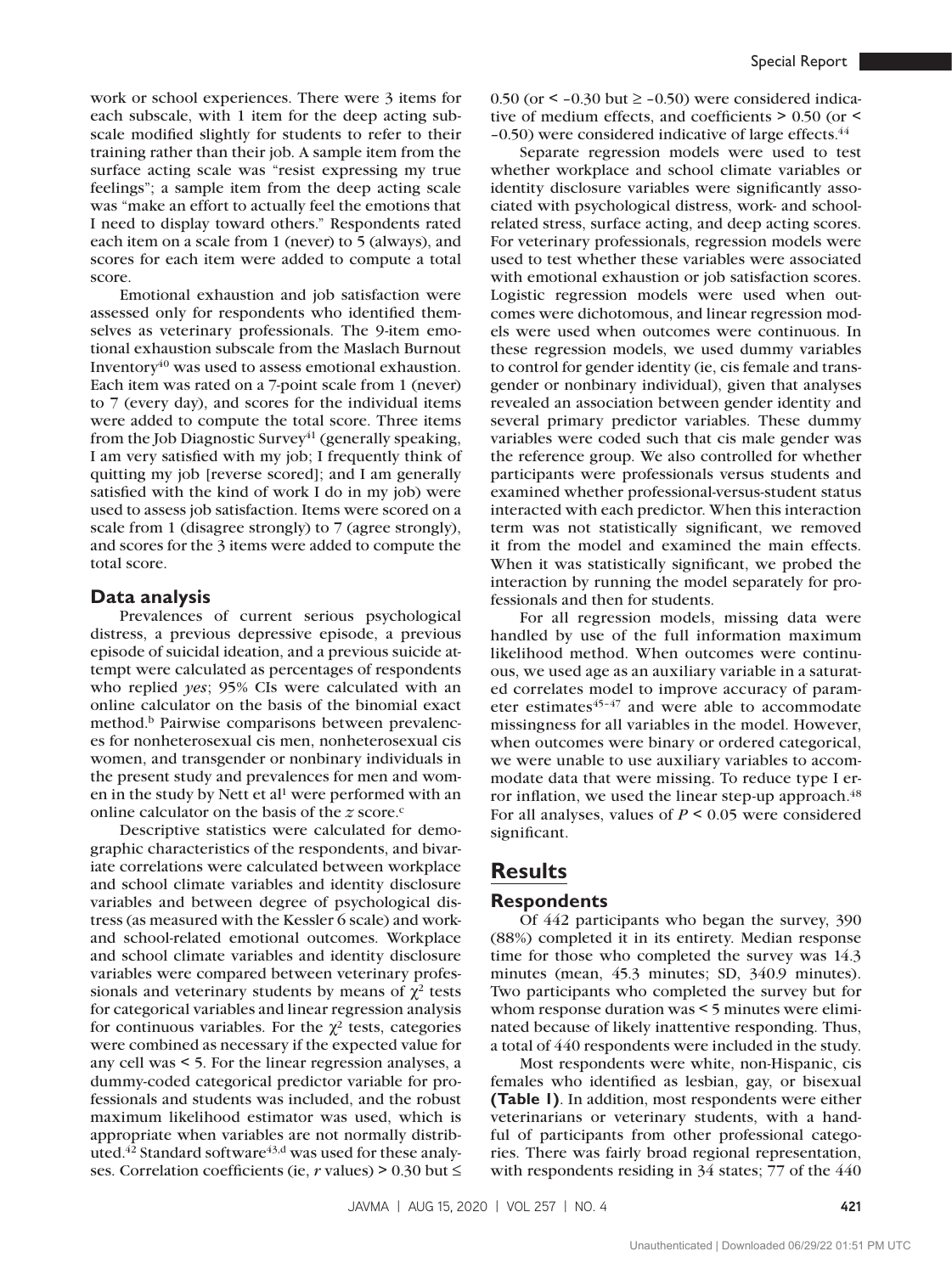work or school experiences. There were 3 items for each subscale, with 1 item for the deep acting subscale modified slightly for students to refer to their training rather than their job. A sample item from the surface acting scale was "resist expressing my true feelings"; a sample item from the deep acting scale was "make an effort to actually feel the emotions that I need to display toward others." Respondents rated each item on a scale from 1 (never) to 5 (always), and scores for each item were added to compute a total score.

Emotional exhaustion and job satisfaction were assessed only for respondents who identified themselves as veterinary professionals. The 9-item emotional exhaustion subscale from the Maslach Burnout Inventory[40] was used to assess emotional exhaustion. Each item was rated on a 7-point scale from 1 (never) to 7 (every day), and scores for the individual items were added to compute the total score. Three items from the Job Diagnostic Survey[41] (generally speaking, I am very satisfied with my job; I frequently think of quitting my job [reverse scored]; and I am generally satisfied with the kind of work I do in my job) were used to assess job satisfaction. Items were scored on a scale from 1 (disagree strongly) to 7 (agree strongly), and scores for the 3 items were added to compute the total score.

### Data analysis

Prevalences of current serious psychological distress, a previous depressive episode, a previous episode of suicidal ideation, and a previous suicide attempt were calculated as percentages of respondents who replied *yes*; 95% CIs were calculated with an online calculator on the basis of the binomial exact method.[b] Pairwise comparisons between prevalences for nonheterosexual cis men, nonheterosexual cis women, and transgender or nonbinary individuals in the present study and prevalences for men and women in the study by Nett et al[1] were performed with an online calculator on the basis of the *z* score.[c]

Descriptive statistics were calculated for demographic characteristics of the respondents, and bivariate correlations were calculated between workplace and school climate variables and identity disclosure variables and between degree of psychological distress (as measured with the Kessler 6 scale) and work- and school-related emotional outcomes. Workplace and school climate variables and identity disclosure variables were compared between veterinary professionals and veterinary students by means of $\chi^2$ tests for categorical variables and linear regression analysis for continuous variables. For the $\chi^2$ tests, categories were combined as necessary if the expected value for any cell was < 5. For the linear regression analyses, a dummy-coded categorical predictor variable for professionals and students was included, and the robust maximum likelihood estimator was used, which is appropriate when variables are not normally distributed.[42] Standard software[43,d] was used for these analyses. Correlation coefficients (ie, *r* values) > 0.30 but ≤ 0.50 (or < –0.30 but ≥ –0.50) were considered indicative of medium effects, and coefficients > 0.50 (or < –0.50) were considered indicative of large effects.[44]

Separate regression models were used to test whether workplace and school climate variables or identity disclosure variables were significantly associated with psychological distress, work- and school-related stress, surface acting, and deep acting scores. For veterinary professionals, regression models were used to test whether these variables were associated with emotional exhaustion or job satisfaction scores. Logistic regression models were used when outcomes were dichotomous, and linear regression models were used when outcomes were continuous. In these regression models, we used dummy variables to control for gender identity (ie, cis female and transgender or nonbinary individual), given that analyses revealed an association between gender identity and several primary predictor variables. These dummy variables were coded such that cis male gender was the reference group. We also controlled for whether participants were professionals versus students and examined whether professional-versus-student status interacted with each predictor. When this interaction term was not statistically significant, we removed it from the model and examined the main effects. When it was statistically significant, we probed the interaction by running the model separately for professionals and then for students.

For all regression models, missing data were handled by use of the full information maximum likelihood method. When outcomes were continuous, we used age as an auxiliary variable in a saturated correlates model to improve accuracy of parameter estimates[45–47] and were able to accommodate missingness for all variables in the model. However, when outcomes were binary or ordered categorical, we were unable to use auxiliary variables to accommodate data that were missing. To reduce type I error inflation, we used the linear step-up approach.[48] For all analyses, values of $P < 0.05$ were considered significant.

## Results

### Respondents

Of 442 participants who began the survey, 390 (88%) completed it in its entirety. Median response time for those who completed the survey was 14.3 minutes (mean, 45.3 minutes; SD, 340.9 minutes). Two participants who completed the survey but for whom response duration was < 5 minutes were eliminated because of likely inattentive responding. Thus, a total of 440 respondents were included in the study.

Most respondents were white, non-Hispanic, cis females who identified as lesbian, gay, or bisexual **(Table 1)**. In addition, most respondents were either veterinarians or veterinary students, with a handful of participants from other professional categories. There was fairly broad regional representation, with respondents residing in 34 states; 77 of the 440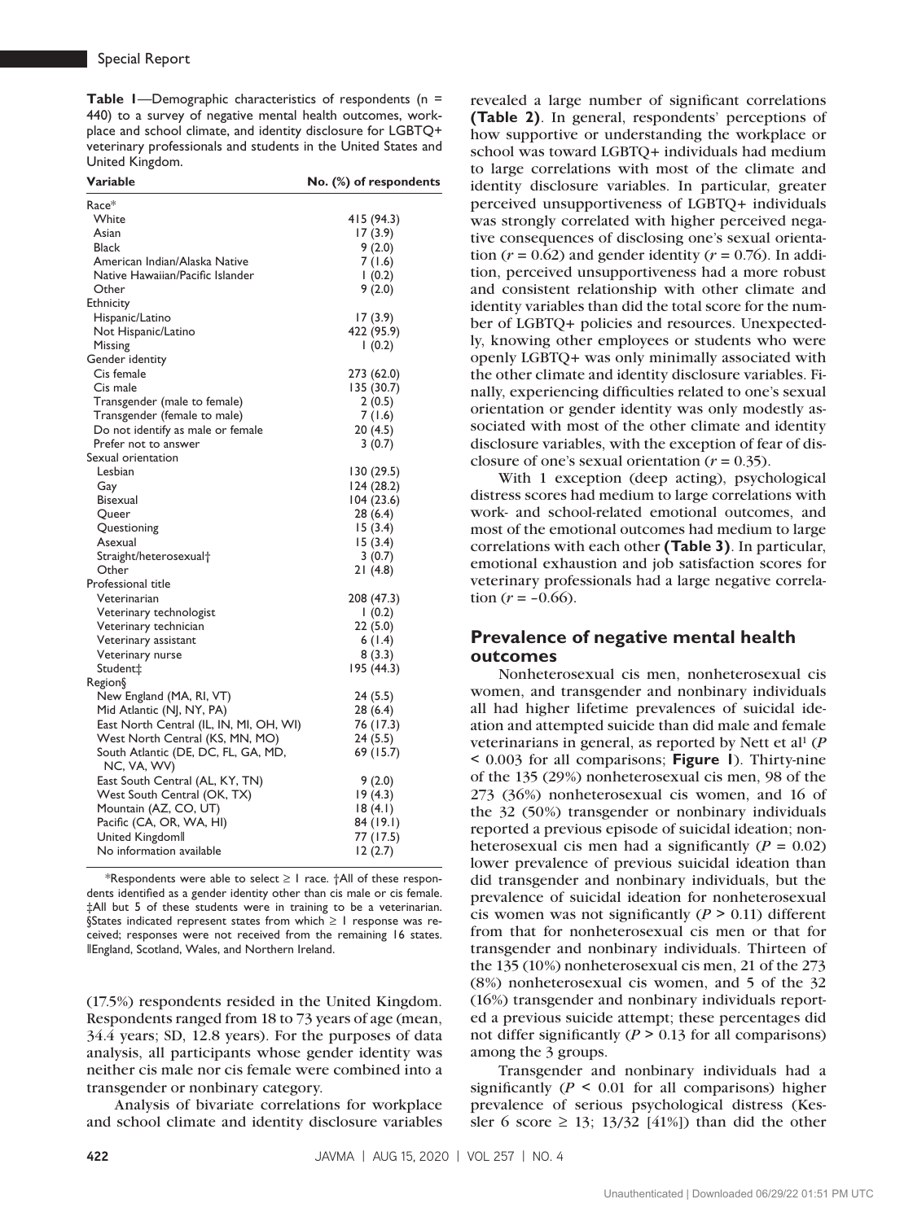**Table 1**—Demographic characteristics of respondents (n = 440) to a survey of negative mental health outcomes, workplace and school climate, and identity disclosure for LGBTQ+ veterinary professionals and students in the United States and United Kingdom.

| Variable | No. (%) of respondents |
|---|---|
| Race* | |
| White | 415 (94.3) |
| Asian | 17 (3.9) |
| Black | 9 (2.0) |
| American Indian/Alaska Native | 7 (1.6) |
| Native Hawaiian/Pacific Islander | 1 (0.2) |
| Other | 9 (2.0) |
| Ethnicity | |
| Hispanic/Latino | 17 (3.9) |
| Not Hispanic/Latino | 422 (95.9) |
| Missing | 1 (0.2) |
| Gender identity | |
| Cis female | 273 (62.0) |
| Cis male | 135 (30.7) |
| Transgender (male to female) | 2 (0.5) |
| Transgender (female to male) | 7 (1.6) |
| Do not identify as male or female | 20 (4.5) |
| Prefer not to answer | 3 (0.7) |
| Sexual orientation | |
| Lesbian | 130 (29.5) |
| Gay | 124 (28.2) |
| Bisexual | 104 (23.6) |
| Queer | 28 (6.4) |
| Questioning | 15 (3.4) |
| Asexual | 15 (3.4) |
| Straight/heterosexual† | 3 (0.7) |
| Other | 21 (4.8) |
| Professional title | |
| Veterinarian | 208 (47.3) |
| Veterinary technologist | 1 (0.2) |
| Veterinary technician | 22 (5.0) |
| Veterinary assistant | 6 (1.4) |
| Veterinary nurse | 8 (3.3) |
| Student‡ | 195 (44.3) |
| Region§ | |
| New England (MA, RI, VT) | 24 (5.5) |
| Mid Atlantic (NJ, NY, PA) | 28 (6.4) |
| East North Central (IL, IN, MI, OH, WI) | 76 (17.3) |
| West North Central (KS, MN, MO) | 24 (5.5) |
| South Atlantic (DE, DC, FL, GA, MD, NC, VA, WV) | 69 (15.7) |
| East South Central (AL, KY, TN) | 9 (2.0) |
| West South Central (OK, TX) | 19 (4.3) |
| Mountain (AZ, CO, UT) | 18 (4.1) |
| Pacific (CA, OR, WA, HI) | 84 (19.1) |
| United Kingdom‖ | 77 (17.5) |
| No information available | 12 (2.7) |

*Respondents were able to select ≥ 1 race. †All of these respondents identified as a gender identity other than cis male or cis female. ‡All but 5 of these students were in training to be a veterinarian. §States indicated represent states from which ≥ 1 response was received; responses were not received from the remaining 16 states. ‖England, Scotland, Wales, and Northern Ireland.

(17.5%) respondents resided in the United Kingdom. Respondents ranged from 18 to 73 years of age (mean, 34.4 years; SD, 12.8 years). For the purposes of data analysis, all participants whose gender identity was neither cis male nor cis female were combined into a transgender or nonbinary category.

Analysis of bivariate correlations for workplace and school climate and identity disclosure variables revealed a large number of significant correlations **(Table 2)**. In general, respondents' perceptions of how supportive or understanding the workplace or school was toward LGBTQ+ individuals had medium to large correlations with most of the climate and identity disclosure variables. In particular, greater perceived unsupportiveness of LGBTQ+ individuals was strongly correlated with higher perceived negative consequences of disclosing one's sexual orientation ($r = 0.62$) and gender identity ($r = 0.76$). In addition, perceived unsupportiveness had a more robust and consistent relationship with other climate and identity variables than did the total score for the number of LGBTQ+ policies and resources. Unexpectedly, knowing other employees or students who were openly LGBTQ+ was only minimally associated with the other climate and identity disclosure variables. Finally, experiencing difficulties related to one's sexual orientation or gender identity was only modestly associated with most of the other climate and identity disclosure variables, with the exception of fear of disclosure of one's sexual orientation ($r = 0.35$).

With 1 exception (deep acting), psychological distress scores had medium to large correlations with work- and school-related emotional outcomes, and most of the emotional outcomes had medium to large correlations with each other **(Table 3)**. In particular, emotional exhaustion and job satisfaction scores for veterinary professionals had a large negative correlation ($r = -0.66$).

## Prevalence of negative mental health outcomes

Nonheterosexual cis men, nonheterosexual cis women, and transgender and nonbinary individuals all had higher lifetime prevalences of suicidal ideation and attempted suicide than did male and female veterinarians in general, as reported by Nett et al[1] ($P < 0.003$ for all comparisons; **Figure 1**). Thirty-nine of the 135 (29%) nonheterosexual cis men, 98 of the 273 (36%) nonheterosexual cis women, and 16 of the 32 (50%) transgender or nonbinary individuals reported a previous episode of suicidal ideation; nonheterosexual cis men had a significantly ($P = 0.02$) lower prevalence of previous suicidal ideation than did transgender and nonbinary individuals, but the prevalence of suicidal ideation for nonheterosexual cis women was not significantly ($P > 0.11$) different from that for nonheterosexual cis men or that for transgender and nonbinary individuals. Thirteen of the 135 (10%) nonheterosexual cis men, 21 of the 273 (8%) nonheterosexual cis women, and 5 of the 32 (16%) transgender and nonbinary individuals reported a previous suicide attempt; these percentages did not differ significantly ($P > 0.13$ for all comparisons) among the 3 groups.

Transgender and nonbinary individuals had a significantly ($P < 0.01$ for all comparisons) higher prevalence of serious psychological distress (Kessler 6 score ≥ 13; 13/32 [41%]) than did the other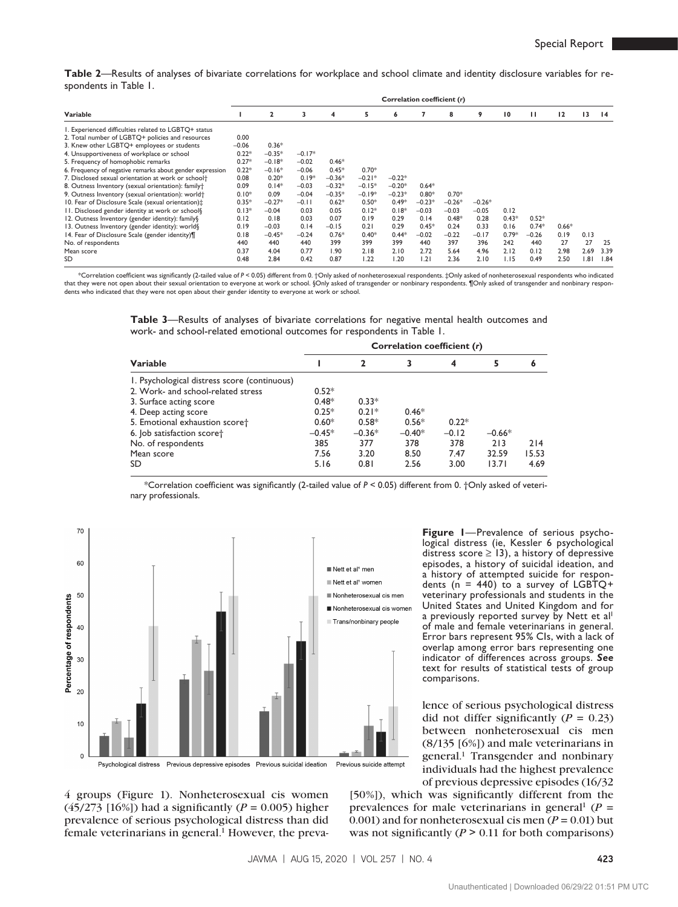**Table 2**—Results of analyses of bivariate correlations for workplace and school climate and identity disclosure variables for respondents in Table 1.

| Variable | Correlation coefficient (*r*) | | | | | | | | | | | | | |
|---|---|---|---|---|---|---|---|---|---|---|---|---|---|---|
| | 1 | 2 | 3 | 4 | 5 | 6 | 7 | 8 | 9 | 10 | 11 | 12 | 13 | 14 |
| 1. Experienced difficulties related to LGBTQ+ status | | | | | | | | | | | | | | |
| 2. Total number of LGBTQ+ policies and resources | 0.00 | | | | | | | | | | | | | |
| 3. Knew other LGBTQ+ employees or students | −0.06 | 0.36* | | | | | | | | | | | | |
| 4. Unsupportiveness of workplace or school | 0.22* | −0.35* | −0.17* | | | | | | | | | | | |
| 5. Frequency of homophobic remarks | 0.27* | −0.18* | −0.02 | 0.46* | | | | | | | | | | |
| 6. Frequency of negative remarks about gender expression | 0.22* | −0.16* | −0.06 | 0.45* | 0.70* | | | | | | | | | |
| 7. Disclosed sexual orientation at work or school† | 0.08 | 0.20* | 0.19* | −0.36* | −0.21* | −0.22* | | | | | | | | |
| 8. Outness Inventory (sexual orientation): family† | 0.09 | 0.14* | −0.03 | −0.32* | −0.15* | −0.20* | 0.64* | | | | | | | |
| 9. Outness Inventory (sexual orientation): world† | 0.10* | 0.09 | −0.04 | −0.35* | −0.19* | −0.23* | 0.80* | 0.70* | | | | | | |
| 10. Fear of Disclosure Scale (sexual orientation)‡ | 0.35* | −0.27* | −0.11 | 0.62* | 0.50* | 0.49* | −0.23* | −0.26* | −0.26* | | | | | |
| 11. Disclosed gender identity at work or school§ | 0.13* | −0.04 | 0.03 | 0.05 | 0.12* | 0.18* | −0.03 | −0.03 | −0.05 | 0.12 | | | | |
| 12. Outness Inventory (gender identity): family§ | 0.12 | 0.18 | 0.03 | 0.07 | 0.19 | 0.29 | 0.14 | 0.48* | 0.28 | 0.43* | 0.52* | | | |
| 13. Outness Inventory (gender identity): world§ | 0.19 | −0.03 | 0.14 | −0.15 | 0.21 | 0.29 | 0.45* | 0.24 | 0.33 | 0.16 | 0.74* | 0.66* | | |
| 14. Fear of Disclosure Scale (gender identity)¶ | 0.18 | −0.45* | −0.24 | 0.76* | 0.40* | 0.44* | −0.02 | −0.22 | −0.17 | 0.79* | −0.26 | 0.19 | 0.13 | |
| No. of respondents | 440 | 440 | 440 | 399 | 399 | 399 | 440 | 397 | 396 | 242 | 440 | 27 | 27 | 25 |
| Mean score | 0.37 | 4.04 | 0.77 | 1.90 | 2.18 | 2.10 | 2.72 | 5.64 | 4.96 | 2.12 | 0.12 | 2.98 | 2.69 | 3.39 |
| SD | 0.48 | 2.84 | 0.42 | 0.87 | 1.22 | 1.20 | 1.21 | 2.36 | 2.10 | 1.15 | 0.49 | 2.50 | 1.81 | 1.84 |

*Correlation coefficient was significantly (2-tailed value of $P < 0.05$) different from 0. †Only asked of nonheterosexual respondents. ‡Only asked of nonheterosexual respondents who indicated that they were not open about their sexual orientation to everyone at work or school. §Only asked of transgender or nonbinary respondents. ¶Only asked of transgender and nonbinary respondents who indicated that they were not open about their gender identity to everyone at work or school.

**Table 3**—Results of analyses of bivariate correlations for negative mental health outcomes and work- and school-related emotional outcomes for respondents in Table 1.

| Variable | Correlation coefficient (*r*) | | | | | |
|---|---|---|---|---|---|---|
| | 1 | 2 | 3 | 4 | 5 | 6 |
| 1. Psychological distress score (continuous) | | | | | | |
| 2. Work- and school-related stress | 0.52* | | | | | |
| 3. Surface acting score | 0.48* | 0.33* | | | | |
| 4. Deep acting score | 0.25* | 0.21* | 0.46* | | | |
| 5. Emotional exhaustion score† | 0.60* | 0.58* | 0.56* | 0.22* | | |
| 6. Job satisfaction score† | −0.45* | −0.36* | −0.40* | −0.12 | −0.66* | |
| No. of respondents | 385 | 377 | 378 | 378 | 213 | 214 |
| Mean score | 7.56 | 3.20 | 8.50 | 7.47 | 32.59 | 15.53 |
| SD | 5.16 | 0.81 | 2.56 | 3.00 | 13.71 | 4.69 |

*Correlation coefficient was significantly (2-tailed value of $P < 0.05$) different from 0. †Only asked of veterinary professionals.

**Figure 1**—Prevalence of serious psychological distress (ie, Kessler 6 psychological distress score ≥ 13), a history of depressive episodes, a history of suicidal ideation, and a history of attempted suicide for respondents (n = 440) to a survey of LGBTQ+ veterinary professionals and students in the United States and United Kingdom and for a previously reported survey by Nett et al[1] of male and female veterinarians in general. Error bars represent 95% CIs, with a lack of overlap among error bars representing one indicator of differences across groups. ***See*** text for results of statistical tests of group comparisons.

4 groups (Figure 1). Nonheterosexual cis women (45/273 [16%]) had a significantly ($P = 0.005$) higher prevalence of serious psychological distress than did female veterinarians in general.[1] However, the prevalence of serious psychological distress did not differ significantly ($P = 0.23$) between nonheterosexual cis men (8/135 [6%]) and male veterinarians in general.[1] Transgender and nonbinary individuals had the highest prevalence of previous depressive episodes (16/32 [50%]), which was significantly different from the prevalences for male veterinarians in general[1] ($P = 0.001$) and for nonheterosexual cis men ($P = 0.01$) but was not significantly ($P > 0.11$ for both comparisons)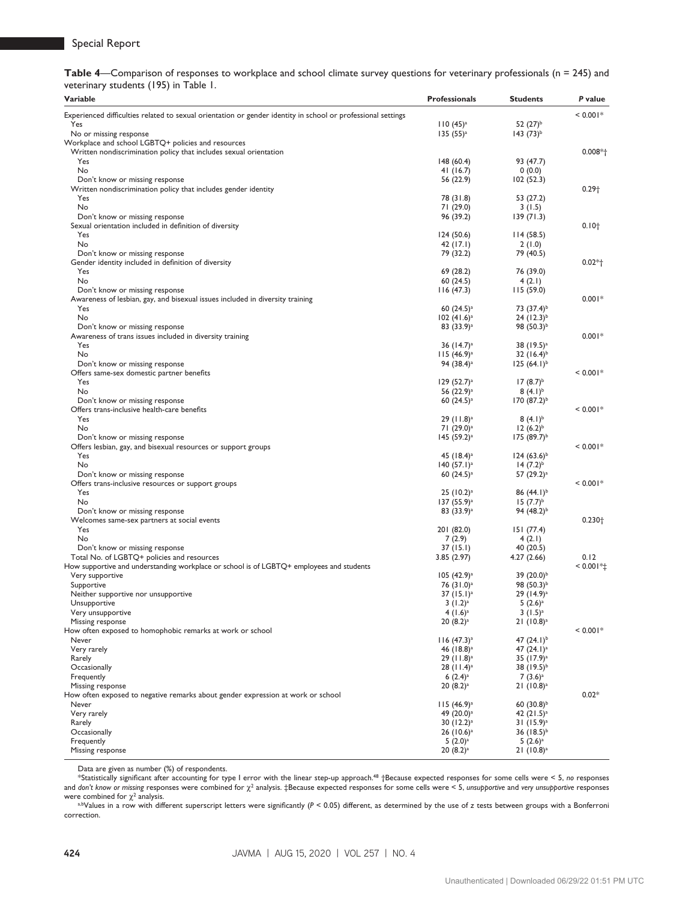**Table 4**—Comparison of responses to workplace and school climate survey questions for veterinary professionals (n = 245) and veterinary students (195) in Table 1.

| Variable | Professionals | Students | *P* value |
|---|---|---|---|
| Experienced difficulties related to sexual orientation or gender identity in school or professional settings | | | < 0.001* |
| Yes | 110 (45)[a] | 52 (27)[b] | |
| No or missing response | 135 (55)[a] | 143 (73)[b] | |
| Workplace and school LGBTQ+ policies and resources | | | |
| Written nondiscrimination policy that includes sexual orientation | | | 0.008*† |
| Yes | 148 (60.4) | 93 (47.7) | |
| No | 41 (16.7) | 0 (0.0) | |
| Don't know or missing response | 56 (22.9) | 102 (52.3) | |
| Written nondiscrimination policy that includes gender identity | | | 0.29† |
| Yes | 78 (31.8) | 53 (27.2) | |
| No | 71 (29.0) | 3 (1.5) | |
| Don't know or missing response | 96 (39.2) | 139 (71.3) | |
| Sexual orientation included in definition of diversity | | | 0.10† |
| Yes | 124 (50.6) | 114 (58.5) | |
| No | 42 (17.1) | 2 (1.0) | |
| Don't know or missing response | 79 (32.2) | 79 (40.5) | |
| Gender identity included in definition of diversity | | | 0.02*† |
| Yes | 69 (28.2) | 76 (39.0) | |
| No | 60 (24.5) | 4 (2.1) | |
| Don't know or missing response | 116 (47.3) | 115 (59.0) | |
| Awareness of lesbian, gay, and bisexual issues included in diversity training | | | 0.001* |
| Yes | 60 (24.5)[a] | 73 (37.4)[b] | |
| No | 102 (41.6)[a] | 24 (12.3)[b] | |
| Don't know or missing response | 83 (33.9)[a] | 98 (50.3)[b] | |
| Awareness of trans issues included in diversity training | | | 0.001* |
| Yes | 36 (14.7)[a] | 38 (19.5)[a] | |
| No | 115 (46.9)[a] | 32 (16.4)[b] | |
| Don't know or missing response | 94 (38.4)[a] | 125 (64.1)[b] | |
| Offers same-sex domestic partner benefits | | | < 0.001* |
| Yes | 129 (52.7)[a] | 17 (8.7)[b] | |
| No | 56 (22.9)[a] | 8 (4.1)[b] | |
| Don't know or missing response | 60 (24.5)[a] | 170 (87.2)[b] | |
| Offers trans-inclusive health-care benefits | | | < 0.001* |
| Yes | 29 (11.8)[a] | 8 (4.1)[b] | |
| No | 71 (29.0)[a] | 12 (6.2)[b] | |
| Don't know or missing response | 145 (59.2)[a] | 175 (89.7)[b] | |
| Offers lesbian, gay, and bisexual resources or support groups | | | < 0.001* |
| Yes | 45 (18.4)[a] | 124 (63.6)[b] | |
| No | 140 (57.1)[a] | 14 (7.2)[b] | |
| Don't know or missing response | 60 (24.5)[a] | 57 (29.2)[a] | |
| Offers trans-inclusive resources or support groups | | | < 0.001* |
| Yes | 25 (10.2)[a] | 86 (44.1)[b] | |
| No | 137 (55.9)[a] | 15 (7.7)[b] | |
| Don't know or missing response | 83 (33.9)[a] | 94 (48.2)[b] | |
| Welcomes same-sex partners at social events | | | 0.230† |
| Yes | 201 (82.0) | 151 (77.4) | |
| No | 7 (2.9) | 4 (2.1) | |
| Don't know or missing response | 37 (15.1) | 40 (20.5) | |
| Total No. of LGBTQ+ policies and resources | 3.85 (2.97) | 4.27 (2.66) | 0.12 |
| How supportive and understanding workplace or school is of LGBTQ+ employees and students | | | < 0.001*‡ |
| Very supportive | 105 (42.9)[a] | 39 (20.0)[b] | |
| Supportive | 76 (31.0)[a] | 98 (50.3)[b] | |
| Neither supportive nor unsupportive | 37 (15.1)[a] | 29 (14.9)[a] | |
| Unsupportive | 3 (1.2)[a] | 5 (2.6)[a] | |
| Very unsupportive | 4 (1.6)[a] | 3 (1.5)[a] | |
| Missing response | 20 (8.2)[a] | 21 (10.8)[a] | |
| How often exposed to homophobic remarks at work or school | | | < 0.001* |
| Never | 116 (47.3)[a] | 47 (24.1)[b] | |
| Very rarely | 46 (18.8)[a] | 47 (24.1)[a] | |
| Rarely | 29 (11.8)[a] | 35 (17.9)[a] | |
| Occasionally | 28 (11.4)[a] | 38 (19.5)[b] | |
| Frequently | 6 (2.4)[a] | 7 (3.6)[a] | |
| Missing response | 20 (8.2)[a] | 21 (10.8)[a] | |
| How often exposed to negative remarks about gender expression at work or school | | | 0.02* |
| Never | 115 (46.9)[a] | 60 (30.8)[b] | |
| Very rarely | 49 (20.0)[a] | 42 (21.5)[a] | |
| Rarely | 30 (12.2)[a] | 31 (15.9)[a] | |
| Occasionally | 26 (10.6)[a] | 36 (18.5)[b] | |
| Frequently | 5 (2.0)[a] | 5 (2.6)[a] | |
| Missing response | 20 (8.2)[a] | 21 (10.8)[a] | |

Data are given as number (%) of respondents.

*Statistically significant after accounting for type I error with the linear step-up approach.[48] †Because expected responses for some cells were < 5, *no* responses and *don't know or missing* responses were combined for $\chi^2$ analysis. ‡Because expected responses for some cells were < 5, *unsupportive* and *very unsupportive* responses were combined for $\chi^2$ analysis.

[a,b]Values in a row with different superscript letters were significantly ($P < 0.05$) different, as determined by the use of z tests between groups with a Bonferroni correction.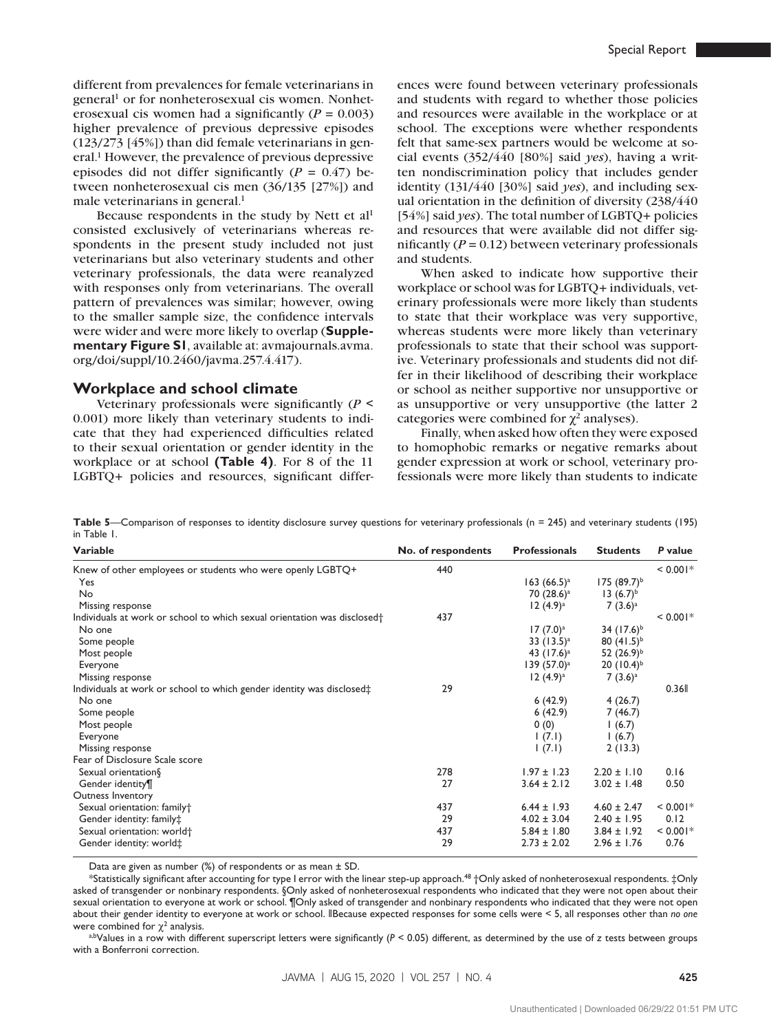different from prevalences for female veterinarians in general[1] or for nonheterosexual cis women. Nonheterosexual cis women had a significantly ($P = 0.003$) higher prevalence of previous depressive episodes (123/273 [45%]) than did female veterinarians in general.[1] However, the prevalence of previous depressive episodes did not differ significantly ($P = 0.47$) between nonheterosexual cis men (36/135 [27%]) and male veterinarians in general.[1]

Because respondents in the study by Nett et al[1] consisted exclusively of veterinarians whereas respondents in the present study included not just veterinarians but also veterinary students and other veterinary professionals, the data were reanalyzed with responses only from veterinarians. The overall pattern of prevalences was similar; however, owing to the smaller sample size, the confidence intervals were wider and were more likely to overlap (**Supplementary Figure S1**, available at: avmajournals.avma.org/doi/suppl/10.2460/javma.257.4.417).

## Workplace and school climate

Veterinary professionals were significantly ($P < 0.001$) more likely than veterinary students to indicate that they had experienced difficulties related to their sexual orientation or gender identity in the workplace or at school **(Table 4)**. For 8 of the 11 LGBTQ+ policies and resources, significant differences were found between veterinary professionals and students with regard to whether those policies and resources were available in the workplace or at school. The exceptions were whether respondents felt that same-sex partners would be welcome at social events (352/440 [80%] said *yes*), having a written nondiscrimination policy that includes gender identity (131/440 [30%] said *yes*), and including sexual orientation in the definition of diversity (238/440 [54%] said *yes*). The total number of LGBTQ+ policies and resources that were available did not differ significantly ($P = 0.12$) between veterinary professionals and students.

When asked to indicate how supportive their workplace or school was for LGBTQ+ individuals, veterinary professionals were more likely than students to state that their workplace was very supportive, whereas students were more likely than veterinary professionals to state that their school was supportive. Veterinary professionals and students did not differ in their likelihood of describing their workplace or school as neither supportive nor unsupportive or as unsupportive or very unsupportive (the latter 2 categories were combined for $\chi^2$ analyses).

Finally, when asked how often they were exposed to homophobic remarks or negative remarks about gender expression at work or school, veterinary professionals were more likely than students to indicate

**Table 5**—Comparison of responses to identity disclosure survey questions for veterinary professionals (n = 245) and veterinary students (195) in Table 1.

| Variable | No. of respondents | Professionals | Students | *P* value |
|---|---|---|---|---|
| Knew of other employees or students who were openly LGBTQ+ | 440 | | | < 0.001* |
| Yes | | 163 (66.5)[a] | 175 (89.7)[b] | |
| No | | 70 (28.6)[a] | 13 (6.7)[b] | |
| Missing response | | 12 (4.9)[a] | 7 (3.6)[a] | |
| Individuals at work or school to which sexual orientation was disclosed† | 437 | | | < 0.001* |
| No one | | 17 (7.0)[a] | 34 (17.6)[b] | |
| Some people | | 33 (13.5)[a] | 80 (41.5)[b] | |
| Most people | | 43 (17.6)[a] | 52 (26.9)[b] | |
| Everyone | | 139 (57.0)[a] | 20 (10.4)[b] | |
| Missing response | | 12 (4.9)[a] | 7 (3.6)[a] | |
| Individuals at work or school to which gender identity was disclosed‡ | 29 | | | 0.36‖ |
| No one | | 6 (42.9) | 4 (26.7) | |
| Some people | | 6 (42.9) | 7 (46.7) | |
| Most people | | 0 (0) | 1 (6.7) | |
| Everyone | | 1 (7.1) | 1 (6.7) | |
| Missing response | | 1 (7.1) | 2 (13.3) | |
| Fear of Disclosure Scale score | | | | |
| Sexual orientation§ | 278 | 1.97 ± 1.23 | 2.20 ± 1.10 | 0.16 |
| Gender identity¶ | 27 | 3.64 ± 2.12 | 3.02 ± 1.48 | 0.50 |
| Outness Inventory | | | | |
| Sexual orientation: family† | 437 | 6.44 ± 1.93 | 4.60 ± 2.47 | < 0.001* |
| Gender identity: family‡ | 29 | 4.02 ± 3.04 | 2.40 ± 1.95 | 0.12 |
| Sexual orientation: world† | 437 | 5.84 ± 1.80 | 3.84 ± 1.92 | < 0.001* |
| Gender identity: world‡ | 29 | 2.73 ± 2.02 | 2.96 ± 1.76 | 0.76 |

Data are given as number (%) of respondents or as mean ± SD.

*Statistically significant after accounting for type I error with the linear step-up approach.[48] †Only asked of nonheterosexual respondents. ‡Only asked of transgender or nonbinary respondents. §Only asked of nonheterosexual respondents who indicated that they were not open about their sexual orientation to everyone at work or school. ¶Only asked of transgender and nonbinary respondents who indicated that they were not open about their gender identity to everyone at work or school. ‖Because expected responses for some cells were < 5, all responses other than *no one* were combined for $\chi^2$ analysis.

[a,b]Values in a row with different superscript letters were significantly ($P < 0.05$) different, as determined by the use of z tests between groups with a Bonferroni correction.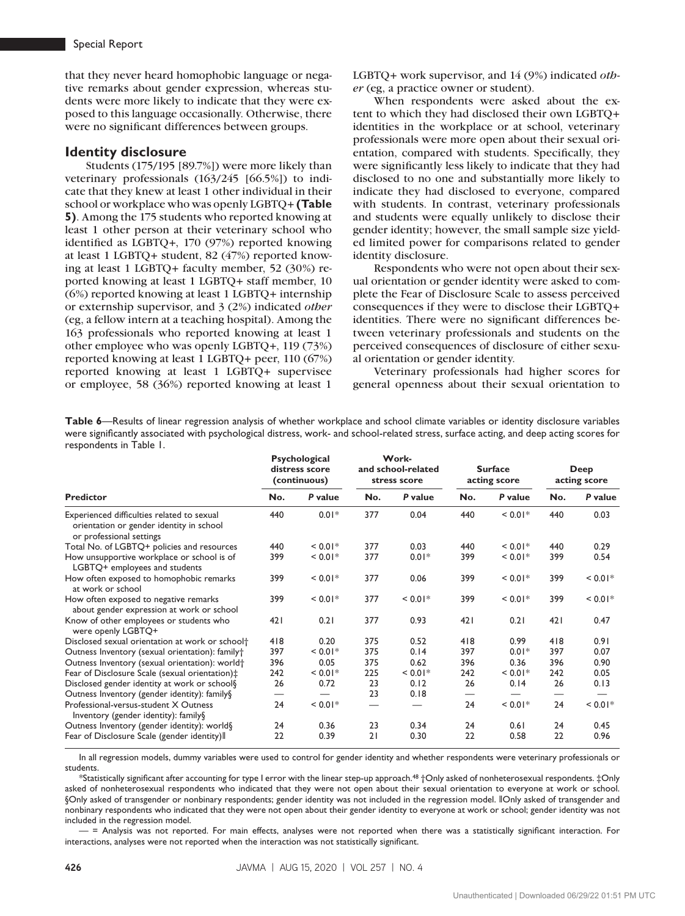that they never heard homophobic language or negative remarks about gender expression, whereas students were more likely to indicate that they were exposed to this language occasionally. Otherwise, there were no significant differences between groups.

## Identity disclosure

Students (175/195 [89.7%]) were more likely than veterinary professionals (163/245 [66.5%]) to indicate that they knew at least 1 other individual in their school or workplace who was openly LGBTQ+ **(Table 5)**. Among the 175 students who reported knowing at least 1 other person at their veterinary school who identified as LGBTQ+, 170 (97%) reported knowing at least 1 LGBTQ+ student, 82 (47%) reported knowing at least 1 LGBTQ+ faculty member, 52 (30%) reported knowing at least 1 LGBTQ+ staff member, 10 (6%) reported knowing at least 1 LGBTQ+ internship or externship supervisor, and 3 (2%) indicated *other* (eg, a fellow intern at a teaching hospital). Among the 163 professionals who reported knowing at least 1 other employee who was openly LGBTQ+, 119 (73%) reported knowing at least 1 LGBTQ+ peer, 110 (67%) reported knowing at least 1 LGBTQ+ supervisee or employee, 58 (36%) reported knowing at least 1 LGBTQ+ work supervisor, and 14 (9%) indicated *other* (eg, a practice owner or student).

When respondents were asked about the extent to which they had disclosed their own LGBTQ+ identities in the workplace or at school, veterinary professionals were more open about their sexual orientation, compared with students. Specifically, they were significantly less likely to indicate that they had disclosed to no one and substantially more likely to indicate they had disclosed to everyone, compared with students. In contrast, veterinary professionals and students were equally unlikely to disclose their gender identity; however, the small sample size yielded limited power for comparisons related to gender identity disclosure.

Respondents who were not open about their sexual orientation or gender identity were asked to complete the Fear of Disclosure Scale to assess perceived consequences if they were to disclose their LGBTQ+ identities. There were no significant differences between veterinary professionals and students on the perceived consequences of disclosure of either sexual orientation or gender identity.

Veterinary professionals had higher scores for general openness about their sexual orientation to

**Table 6**—Results of linear regression analysis of whether workplace and school climate variables or identity disclosure variables were significantly associated with psychological distress, work- and school-related stress, surface acting, and deep acting scores for respondents in Table 1.

| Predictor | Psychological distress score (continuous) | | Work- and school-related stress score | | Surface acting score | | Deep acting score | |
|---|---|---|---|---|---|---|---|---|
| | No. | *P* value | No. | *P* value | No. | *P* value | No. | *P* value |
| Experienced difficulties related to sexual orientation or gender identity in school or professional settings | 440 | 0.01* | 377 | 0.04 | 440 | < 0.01* | 440 | 0.03 |
| Total No. of LGBTQ+ policies and resources | 440 | < 0.01* | 377 | 0.03 | 440 | < 0.01* | 440 | 0.29 |
| How unsupportive workplace or school is of LGBTQ+ employees and students | 399 | < 0.01* | 377 | 0.01* | 399 | < 0.01* | 399 | 0.54 |
| How often exposed to homophobic remarks at work or school | 399 | < 0.01* | 377 | 0.06 | 399 | < 0.01* | 399 | < 0.01* |
| How often exposed to negative remarks about gender expression at work or school | 399 | < 0.01* | 377 | < 0.01* | 399 | < 0.01* | 399 | < 0.01* |
| Know of other employees or students who were openly LGBTQ+ | 421 | 0.21 | 377 | 0.93 | 421 | 0.21 | 421 | 0.47 |
| Disclosed sexual orientation at work or school† | 418 | 0.20 | 375 | 0.52 | 418 | 0.99 | 418 | 0.91 |
| Outness Inventory (sexual orientation): family† | 397 | < 0.01* | 375 | 0.14 | 397 | 0.01* | 397 | 0.07 |
| Outness Inventory (sexual orientation): world† | 396 | 0.05 | 375 | 0.62 | 396 | 0.36 | 396 | 0.90 |
| Fear of Disclosure Scale (sexual orientation)‡ | 242 | < 0.01* | 225 | < 0.01* | 242 | < 0.01* | 242 | 0.05 |
| Disclosed gender identity at work or school§ | 26 | 0.72 | 23 | 0.12 | 26 | 0.14 | 26 | 0.13 |
| Outness Inventory (gender identity): family§ | — | — | 23 | 0.18 | — | — | — | — |
| Professional-versus-student X Outness Inventory (gender identity): family§ | 24 | < 0.01* | — | — | 24 | < 0.01* | 24 | < 0.01* |
| Outness Inventory (gender identity): world§ | 24 | 0.36 | 23 | 0.34 | 24 | 0.61 | 24 | 0.45 |
| Fear of Disclosure Scale (gender identity)‖ | 22 | 0.39 | 21 | 0.30 | 22 | 0.58 | 22 | 0.96 |

In all regression models, dummy variables were used to control for gender identity and whether respondents were veterinary professionals or students.

*Statistically significant after accounting for type I error with the linear step-up approach.[48] †Only asked of nonheterosexual respondents. ‡Only asked of nonheterosexual respondents who indicated that they were not open about their sexual orientation to everyone at work or school. §Only asked of transgender or nonbinary respondents; gender identity was not included in the regression model. ‖Only asked of transgender and nonbinary respondents who indicated that they were not open about their gender identity to everyone at work or school; gender identity was not included in the regression model.

— = Analysis was not reported. For main effects, analyses were not reported when there was a statistically significant interaction. For interactions, analyses were not reported when the interaction was not statistically significant.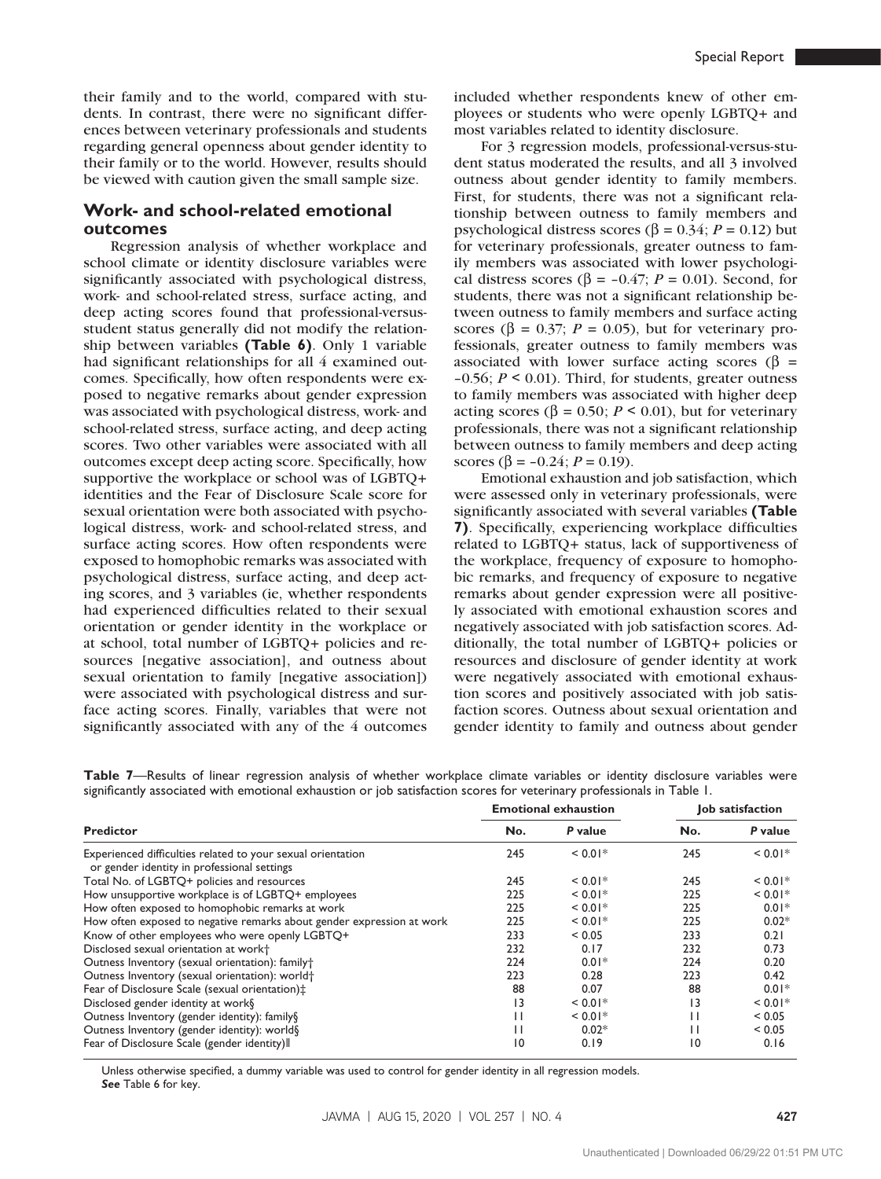their family and to the world, compared with students. In contrast, there were no significant differences between veterinary professionals and students regarding general openness about gender identity to their family or to the world. However, results should be viewed with caution given the small sample size.

## Work- and school-related emotional outcomes

Regression analysis of whether workplace and school climate or identity disclosure variables were significantly associated with psychological distress, work- and school-related stress, surface acting, and deep acting scores found that professional-versus-student status generally did not modify the relationship between variables **(Table 6)**. Only 1 variable had significant relationships for all 4 examined outcomes. Specifically, how often respondents were exposed to negative remarks about gender expression was associated with psychological distress, work- and school-related stress, surface acting, and deep acting scores. Two other variables were associated with all outcomes except deep acting score. Specifically, how supportive the workplace or school was of LGBTQ+ identities and the Fear of Disclosure Scale score for sexual orientation were both associated with psychological distress, work- and school-related stress, and surface acting scores. How often respondents were exposed to homophobic remarks was associated with psychological distress, surface acting, and deep acting scores, and 3 variables (ie, whether respondents had experienced difficulties related to their sexual orientation or gender identity in the workplace or at school, total number of LGBTQ+ policies and resources [negative association], and outness about sexual orientation to family [negative association]) were associated with psychological distress and surface acting scores. Finally, variables that were not significantly associated with any of the 4 outcomes included whether respondents knew of other employees or students who were openly LGBTQ+ and most variables related to identity disclosure.

For 3 regression models, professional-versus-student status moderated the results, and all 3 involved outness about gender identity to family members. First, for students, there was not a significant relationship between outness to family members and psychological distress scores ($\beta = 0.34$; $P = 0.12$) but for veterinary professionals, greater outness to family members was associated with lower psychological distress scores ($\beta = -0.47$; $P = 0.01$). Second, for students, there was not a significant relationship between outness to family members and surface acting scores ($\beta = 0.37$; $P = 0.05$), but for veterinary professionals, greater outness to family members was associated with lower surface acting scores ($\beta = -0.56$; $P < 0.01$). Third, for students, greater outness to family members was associated with higher deep acting scores ($\beta = 0.50$; $P < 0.01$), but for veterinary professionals, there was not a significant relationship between outness to family members and deep acting scores ($\beta = -0.24$; $P = 0.19$).

Emotional exhaustion and job satisfaction, which were assessed only in veterinary professionals, were significantly associated with several variables **(Table 7)**. Specifically, experiencing workplace difficulties related to LGBTQ+ status, lack of supportiveness of the workplace, frequency of exposure to homophobic remarks, and frequency of exposure to negative remarks about gender expression were all positively associated with emotional exhaustion scores and negatively associated with job satisfaction scores. Additionally, the total number of LGBTQ+ policies or resources and disclosure of gender identity at work were negatively associated with emotional exhaustion scores and positively associated with job satisfaction scores. Outness about sexual orientation and gender identity to family and outness about gender

**Table 7**—Results of linear regression analysis of whether workplace climate variables or identity disclosure variables were significantly associated with emotional exhaustion or job satisfaction scores for veterinary professionals in Table 1.

| Predictor | Emotional exhaustion | | Job satisfaction | |
|---|---|---|---|---|
| | No. | *P* value | No. | *P* value |
| Experienced difficulties related to your sexual orientation or gender identity in professional settings | 245 | < 0.01* | 245 | < 0.01* |
| Total No. of LGBTQ+ policies and resources | 245 | < 0.01* | 245 | < 0.01* |
| How unsupportive workplace is of LGBTQ+ employees | 225 | < 0.01* | 225 | < 0.01* |
| How often exposed to homophobic remarks at work | 225 | < 0.01* | 225 | 0.01* |
| How often exposed to negative remarks about gender expression at work | 225 | < 0.01* | 225 | 0.02* |
| Know of other employees who were openly LGBTQ+ | 233 | < 0.05 | 233 | 0.21 |
| Disclosed sexual orientation at work† | 232 | 0.17 | 232 | 0.73 |
| Outness Inventory (sexual orientation): family† | 224 | 0.01* | 224 | 0.20 |
| Outness Inventory (sexual orientation): world† | 223 | 0.28 | 223 | 0.42 |
| Fear of Disclosure Scale (sexual orientation)‡ | 88 | 0.07 | 88 | 0.01* |
| Disclosed gender identity at work§ | 13 | < 0.01* | 13 | < 0.01* |
| Outness Inventory (gender identity): family§ | 11 | < 0.01* | 11 | < 0.05 |
| Outness Inventory (gender identity): world§ | 11 | 0.02* | 11 | < 0.05 |
| Fear of Disclosure Scale (gender identity)‖ | 10 | 0.19 | 10 | 0.16 |

Unless otherwise specified, a dummy variable was used to control for gender identity in all regression models.
***See*** Table 6 for key.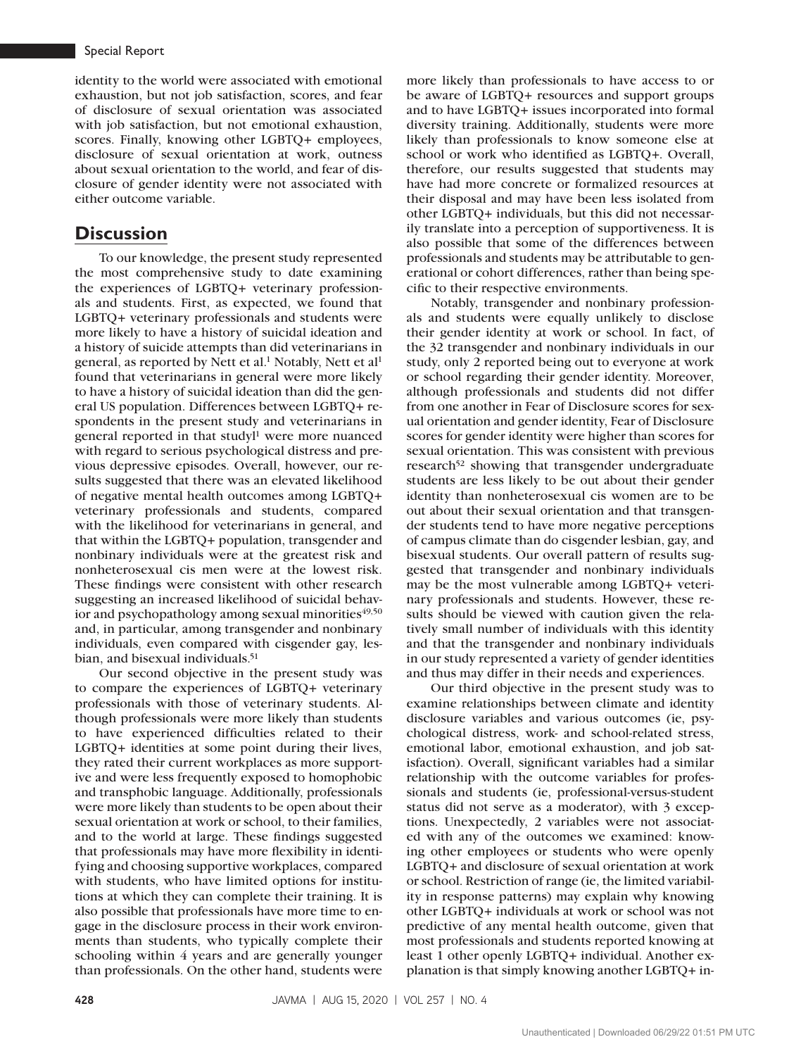identity to the world were associated with emotional exhaustion, but not job satisfaction, scores, and fear of disclosure of sexual orientation was associated with job satisfaction, but not emotional exhaustion, scores. Finally, knowing other LGBTQ+ employees, disclosure of sexual orientation at work, outness about sexual orientation to the world, and fear of disclosure of gender identity were not associated with either outcome variable.

## Discussion

To our knowledge, the present study represented the most comprehensive study to date examining the experiences of LGBTQ+ veterinary professionals and students. First, as expected, we found that LGBTQ+ veterinary professionals and students were more likely to have a history of suicidal ideation and a history of suicide attempts than did veterinarians in general, as reported by Nett et al.[1] Notably, Nett et al[1] found that veterinarians in general were more likely to have a history of suicidal ideation than did the general US population. Differences between LGBTQ+ respondents in the present study and veterinarians in general reported in that study[1] were more nuanced with regard to serious psychological distress and previous depressive episodes. Overall, however, our results suggested that there was an elevated likelihood of negative mental health outcomes among LGBTQ+ veterinary professionals and students, compared with the likelihood for veterinarians in general, and that within the LGBTQ+ population, transgender and nonbinary individuals were at the greatest risk and nonheterosexual cis men were at the lowest risk. These findings were consistent with other research suggesting an increased likelihood of suicidal behavior and psychopathology among sexual minorities[49,50] and, in particular, among transgender and nonbinary individuals, even compared with cisgender gay, lesbian, and bisexual individuals.[51]

Our second objective in the present study was to compare the experiences of LGBTQ+ veterinary professionals with those of veterinary students. Although professionals were more likely than students to have experienced difficulties related to their LGBTQ+ identities at some point during their lives, they rated their current workplaces as more supportive and were less frequently exposed to homophobic and transphobic language. Additionally, professionals were more likely than students to be open about their sexual orientation at work or school, to their families, and to the world at large. These findings suggested that professionals may have more flexibility in identifying and choosing supportive workplaces, compared with students, who have limited options for institutions at which they can complete their training. It is also possible that professionals have more time to engage in the disclosure process in their work environments than students, who typically complete their schooling within 4 years and are generally younger than professionals. On the other hand, students were more likely than professionals to have access to or be aware of LGBTQ+ resources and support groups and to have LGBTQ+ issues incorporated into formal diversity training. Additionally, students were more likely than professionals to know someone else at school or work who identified as LGBTQ+. Overall, therefore, our results suggested that students may have had more concrete or formalized resources at their disposal and may have been less isolated from other LGBTQ+ individuals, but this did not necessarily translate into a perception of supportiveness. It is also possible that some of the differences between professionals and students may be attributable to generational or cohort differences, rather than being specific to their respective environments.

Notably, transgender and nonbinary professionals and students were equally unlikely to disclose their gender identity at work or school. In fact, of the 32 transgender and nonbinary individuals in our study, only 2 reported being out to everyone at work or school regarding their gender identity. Moreover, although professionals and students did not differ from one another in Fear of Disclosure scores for sexual orientation and gender identity, Fear of Disclosure scores for gender identity were higher than scores for sexual orientation. This was consistent with previous research[52] showing that transgender undergraduate students are less likely to be out about their gender identity than nonheterosexual cis women are to be out about their sexual orientation and that transgender students tend to have more negative perceptions of campus climate than do cisgender lesbian, gay, and bisexual students. Our overall pattern of results suggested that transgender and nonbinary individuals may be the most vulnerable among LGBTQ+ veterinary professionals and students. However, these results should be viewed with caution given the relatively small number of individuals with this identity and that the transgender and nonbinary individuals in our study represented a variety of gender identities and thus may differ in their needs and experiences.

Our third objective in the present study was to examine relationships between climate and identity disclosure variables and various outcomes (ie, psychological distress, work- and school-related stress, emotional labor, emotional exhaustion, and job satisfaction). Overall, significant variables had a similar relationship with the outcome variables for professionals and students (ie, professional-versus-student status did not serve as a moderator), with 3 exceptions. Unexpectedly, 2 variables were not associated with any of the outcomes we examined: knowing other employees or students who were openly LGBTQ+ and disclosure of sexual orientation at work or school. Restriction of range (ie, the limited variability in response patterns) may explain why knowing other LGBTQ+ individuals at work or school was not predictive of any mental health outcome, given that most professionals and students reported knowing at least 1 other openly LGBTQ+ individual. Another explanation is that simply knowing another LGBTQ+ in-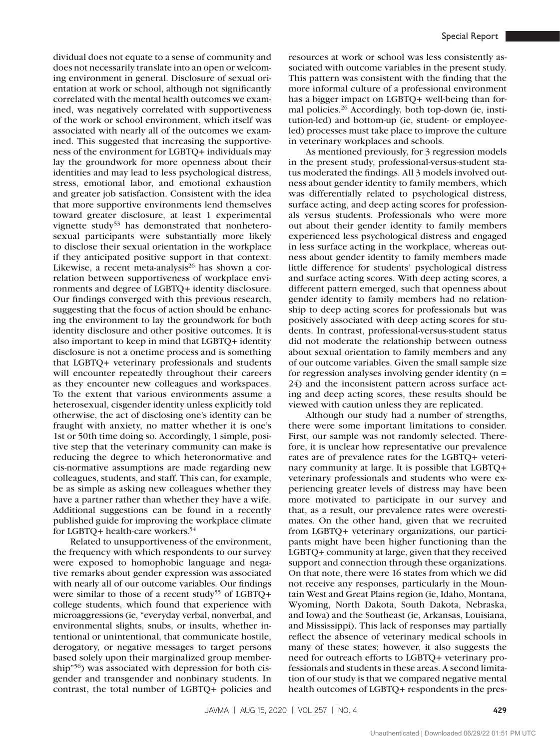dividual does not equate to a sense of community and does not necessarily translate into an open or welcoming environment in general. Disclosure of sexual orientation at work or school, although not significantly correlated with the mental health outcomes we examined, was negatively correlated with supportiveness of the work or school environment, which itself was associated with nearly all of the outcomes we examined. This suggested that increasing the supportiveness of the environment for LGBTQ+ individuals may lay the groundwork for more openness about their identities and may lead to less psychological distress, stress, emotional labor, and emotional exhaustion and greater job satisfaction. Consistent with the idea that more supportive environments lend themselves toward greater disclosure, at least 1 experimental vignette study[53] has demonstrated that nonheterosexual participants were substantially more likely to disclose their sexual orientation in the workplace if they anticipated positive support in that context. Likewise, a recent meta-analysis[26] has shown a correlation between supportiveness of workplace environments and degree of LGBTQ+ identity disclosure. Our findings converged with this previous research, suggesting that the focus of action should be enhancing the environment to lay the groundwork for both identity disclosure and other positive outcomes. It is also important to keep in mind that LGBTQ+ identity disclosure is not a onetime process and is something that LGBTQ+ veterinary professionals and students will encounter repeatedly throughout their careers as they encounter new colleagues and workspaces. To the extent that various environments assume a heterosexual, cisgender identity unless explicitly told otherwise, the act of disclosing one's identity can be fraught with anxiety, no matter whether it is one's 1st or 50th time doing so. Accordingly, 1 simple, positive step that the veterinary community can make is reducing the degree to which heteronormative and cis-normative assumptions are made regarding new colleagues, students, and staff. This can, for example, be as simple as asking new colleagues whether they have a partner rather than whether they have a wife. Additional suggestions can be found in a recently published guide for improving the workplace climate for LGBTQ+ health-care workers.[54]

Related to unsupportiveness of the environment, the frequency with which respondents to our survey were exposed to homophobic language and negative remarks about gender expression was associated with nearly all of our outcome variables. Our findings were similar to those of a recent study[55] of LGBTQ+ college students, which found that experience with microaggressions (ie, "everyday verbal, nonverbal, and environmental slights, snubs, or insults, whether intentional or unintentional, that communicate hostile, derogatory, or negative messages to target persons based solely upon their marginalized group membership"[56]) was associated with depression for both cisgender and transgender and nonbinary students. In contrast, the total number of LGBTQ+ policies and resources at work or school was less consistently associated with outcome variables in the present study. This pattern was consistent with the finding that the more informal culture of a professional environment has a bigger impact on LGBTQ+ well-being than formal policies.[26] Accordingly, both top-down (ie, institution-led) and bottom-up (ie, student- or employee-led) processes must take place to improve the culture in veterinary workplaces and schools.

As mentioned previously, for 3 regression models in the present study, professional-versus-student status moderated the findings. All 3 models involved outness about gender identity to family members, which was differentially related to psychological distress, surface acting, and deep acting scores for professionals versus students. Professionals who were more out about their gender identity to family members experienced less psychological distress and engaged in less surface acting in the workplace, whereas outness about gender identity to family members made little difference for students' psychological distress and surface acting scores. With deep acting scores, a different pattern emerged, such that openness about gender identity to family members had no relationship to deep acting scores for professionals but was positively associated with deep acting scores for students. In contrast, professional-versus-student status did not moderate the relationship between outness about sexual orientation to family members and any of our outcome variables. Given the small sample size for regression analyses involving gender identity ($n = 24$) and the inconsistent pattern across surface acting and deep acting scores, these results should be viewed with caution unless they are replicated.

Although our study had a number of strengths, there were some important limitations to consider. First, our sample was not randomly selected. Therefore, it is unclear how representative our prevalence rates are of prevalence rates for the LGBTQ+ veterinary community at large. It is possible that LGBTQ+ veterinary professionals and students who were experiencing greater levels of distress may have been more motivated to participate in our survey and that, as a result, our prevalence rates were overestimates. On the other hand, given that we recruited from LGBTQ+ veterinary organizations, our participants might have been higher functioning than the LGBTQ+ community at large, given that they received support and connection through these organizations. On that note, there were 16 states from which we did not receive any responses, particularly in the Mountain West and Great Plains region (ie, Idaho, Montana, Wyoming, North Dakota, South Dakota, Nebraska, and Iowa) and the Southeast (ie, Arkansas, Louisiana, and Mississippi). This lack of responses may partially reflect the absence of veterinary medical schools in many of these states; however, it also suggests the need for outreach efforts to LGBTQ+ veterinary professionals and students in these areas. A second limitation of our study is that we compared negative mental health outcomes of LGBTQ+ respondents in the pres-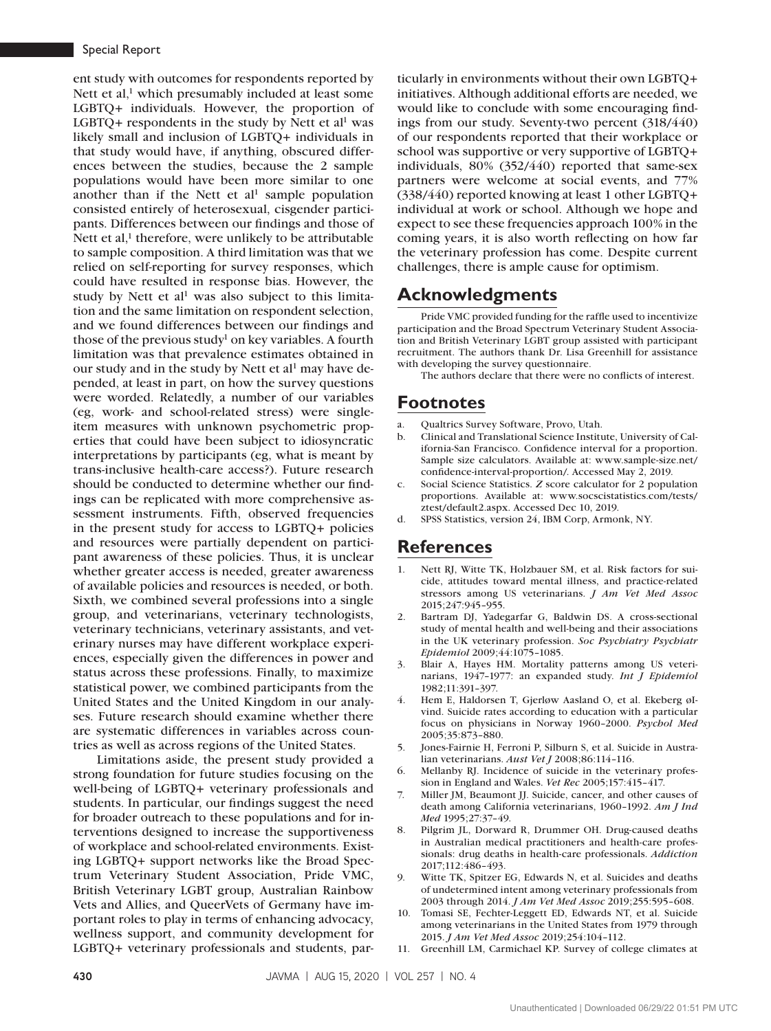ent study with outcomes for respondents reported by Nett et al,[1] which presumably included at least some LGBTQ+ individuals. However, the proportion of LGBTQ+ respondents in the study by Nett et al[1] was likely small and inclusion of LGBTQ+ individuals in that study would have, if anything, obscured differences between the studies, because the 2 sample populations would have been more similar to one another than if the Nett et al[1] sample population consisted entirely of heterosexual, cisgender participants. Differences between our findings and those of Nett et al,[1] therefore, were unlikely to be attributable to sample composition. A third limitation was that we relied on self-reporting for survey responses, which could have resulted in response bias. However, the study by Nett et al[1] was also subject to this limitation and the same limitation on respondent selection, and we found differences between our findings and those of the previous study[1] on key variables. A fourth limitation was that prevalence estimates obtained in our study and in the study by Nett et al[1] may have depended, at least in part, on how the survey questions were worded. Relatedly, a number of our variables (eg, work- and school-related stress) were single-item measures with unknown psychometric properties that could have been subject to idiosyncratic interpretations by participants (eg, what is meant by trans-inclusive health-care access?). Future research should be conducted to determine whether our findings can be replicated with more comprehensive assessment instruments. Fifth, observed frequencies in the present study for access to LGBTQ+ policies and resources were partially dependent on participant awareness of these policies. Thus, it is unclear whether greater access is needed, greater awareness of available policies and resources is needed, or both. Sixth, we combined several professions into a single group, and veterinarians, veterinary technologists, veterinary technicians, veterinary assistants, and veterinary nurses may have different workplace experiences, especially given the differences in power and status across these professions. Finally, to maximize statistical power, we combined participants from the United States and the United Kingdom in our analyses. Future research should examine whether there are systematic differences in variables across countries as well as across regions of the United States.

Limitations aside, the present study provided a strong foundation for future studies focusing on the well-being of LGBTQ+ veterinary professionals and students. In particular, our findings suggest the need for broader outreach to these populations and for interventions designed to increase the supportiveness of workplace and school-related environments. Existing LGBTQ+ support networks like the Broad Spectrum Veterinary Student Association, Pride VMC, British Veterinary LGBT group, Australian Rainbow Vets and Allies, and QueerVets of Germany have important roles to play in terms of enhancing advocacy, wellness support, and community development for LGBTQ+ veterinary professionals and students, particularly in environments without their own LGBTQ+ initiatives. Although additional efforts are needed, we would like to conclude with some encouraging findings from our study. Seventy-two percent (318/440) of our respondents reported that their workplace or school was supportive or very supportive of LGBTQ+ individuals, 80% (352/440) reported that same-sex partners were welcome at social events, and 77% (338/440) reported knowing at least 1 other LGBTQ+ individual at work or school. Although we hope and expect to see these frequencies approach 100% in the coming years, it is also worth reflecting on how far the veterinary profession has come. Despite current challenges, there is ample cause for optimism.

## Acknowledgments

Pride VMC provided funding for the raffle used to incentivize participation and the Broad Spectrum Veterinary Student Association and British Veterinary LGBT group assisted with participant recruitment. The authors thank Dr. Lisa Greenhill for assistance with developing the survey questionnaire.

The authors declare that there were no conflicts of interest.

## Footnotes

a. Qualtrics Survey Software, Provo, Utah.
b. Clinical and Translational Science Institute, University of California-San Francisco. Confidence interval for a proportion. Sample size calculators. Available at: www.sample-size.net/confidence-interval-proportion/. Accessed May 2, 2019.
c. Social Science Statistics. *Z* score calculator for 2 population proportions. Available at: www.socscistatistics.com/tests/ztest/default2.aspx. Accessed Dec 10, 2019.
d. SPSS Statistics, version 24, IBM Corp, Armonk, NY.

## References

1. Nett RJ, Witte TK, Holzbauer SM, et al. Risk factors for suicide, attitudes toward mental illness, and practice-related stressors among US veterinarians. *J Am Vet Med Assoc* 2015;247:945–955.
2. Bartram DJ, Yadegarfar G, Baldwin DS. A cross-sectional study of mental health and well-being and their associations in the UK veterinary profession. *Soc Psychiatry Psychiatr Epidemiol* 2009;44:1075–1085.
3. Blair A, Hayes HM. Mortality patterns among US veterinarians, 1947–1977: an expanded study. *Int J Epidemiol* 1982;11:391–397.
4. Hem E, Haldorsen T, Gjerløw Aasland O, et al. Ekeberg øIvind. Suicide rates according to education with a particular focus on physicians in Norway 1960–2000. *Psychol Med* 2005;35:873–880.
5. Jones-Fairnie H, Ferroni P, Silburn S, et al. Suicide in Australian veterinarians. *Aust Vet J* 2008;86:114–116.
6. Mellanby RJ. Incidence of suicide in the veterinary profession in England and Wales. *Vet Rec* 2005;157:415–417.
7. Miller JM, Beaumont JJ. Suicide, cancer, and other causes of death among California veterinarians, 1960–1992. *Am J Ind Med* 1995;27:37–49.
8. Pilgrim JL, Dorward R, Drummer OH. Drug-caused deaths in Australian medical practitioners and health-care professionals: drug deaths in health-care professionals. *Addiction* 2017;112:486–493.
9. Witte TK, Spitzer EG, Edwards N, et al. Suicides and deaths of undetermined intent among veterinary professionals from 2003 through 2014. *J Am Vet Med Assoc* 2019;255:595–608.
10. Tomasi SE, Fechter-Leggett ED, Edwards NT, et al. Suicide among veterinarians in the United States from 1979 through 2015. *J Am Vet Med Assoc* 2019;254:104–112.
11. Greenhill LM, Carmichael KP. Survey of college climates at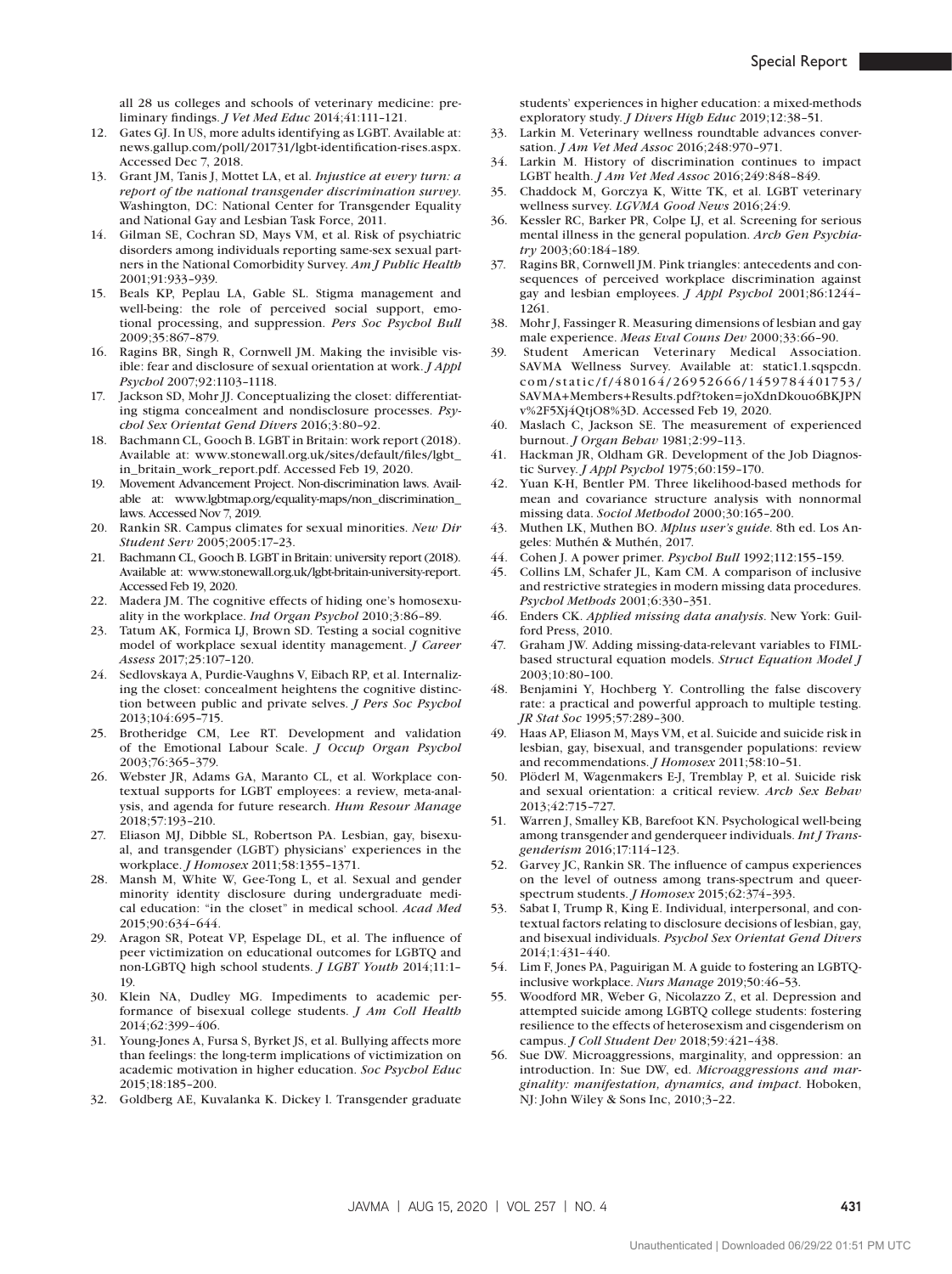all 28 us colleges and schools of veterinary medicine: preliminary findings. *J Vet Med Educ* 2014;41:111–121.

12. Gates GJ. In US, more adults identifying as LGBT. Available at: news.gallup.com/poll/201731/lgbt-identification-rises.aspx. Accessed Dec 7, 2018.
13. Grant JM, Tanis J, Mottet LA, et al. *Injustice at every turn: a report of the national transgender discrimination survey*. Washington, DC: National Center for Transgender Equality and National Gay and Lesbian Task Force, 2011.
14. Gilman SE, Cochran SD, Mays VM, et al. Risk of psychiatric disorders among individuals reporting same-sex sexual partners in the National Comorbidity Survey. *Am J Public Health* 2001;91:933–939.
15. Beals KP, Peplau LA, Gable SL. Stigma management and well-being: the role of perceived social support, emotional processing, and suppression. *Pers Soc Psychol Bull* 2009;35:867–879.
16. Ragins BR, Singh R, Cornwell JM. Making the invisible visible: fear and disclosure of sexual orientation at work. *J Appl Psychol* 2007;92:1103–1118.
17. Jackson SD, Mohr JJ. Conceptualizing the closet: differentiating stigma concealment and nondisclosure processes. *Psychol Sex Orientat Gend Divers* 2016;3:80–92.
18. Bachmann CL, Gooch B. LGBT in Britain: work report (2018). Available at: www.stonewall.org.uk/sites/default/files/lgbt_in_britain_work_report.pdf. Accessed Feb 19, 2020.
19. Movement Advancement Project. Non-discrimination laws. Available at: www.lgbtmap.org/equality-maps/non_discrimination_laws. Accessed Nov 7, 2019.
20. Rankin SR. Campus climates for sexual minorities. *New Dir Student Serv* 2005;2005:17–23.
21. Bachmann CL, Gooch B. LGBT in Britain: university report (2018). Available at: www.stonewall.org.uk/lgbt-britain-university-report. Accessed Feb 19, 2020.
22. Madera JM. The cognitive effects of hiding one's homosexuality in the workplace. *Ind Organ Psychol* 2010;3:86–89.
23. Tatum AK, Formica LJ, Brown SD. Testing a social cognitive model of workplace sexual identity management. *J Career Assess* 2017;25:107–120.
24. Sedlovskaya A, Purdie-Vaughns V, Eibach RP, et al. Internalizing the closet: concealment heightens the cognitive distinction between public and private selves. *J Pers Soc Psychol* 2013;104:695–715.
25. Brotheridge CM, Lee RT. Development and validation of the Emotional Labour Scale. *J Occup Organ Psychol* 2003;76:365–379.
26. Webster JR, Adams GA, Maranto CL, et al. Workplace contextual supports for LGBT employees: a review, meta-analysis, and agenda for future research. *Hum Resour Manage* 2018;57:193–210.
27. Eliason MJ, Dibble SL, Robertson PA. Lesbian, gay, bisexual, and transgender (LGBT) physicians' experiences in the workplace. *J Homosex* 2011;58:1355–1371.
28. Mansh M, White W, Gee-Tong L, et al. Sexual and gender minority identity disclosure during undergraduate medical education: "in the closet" in medical school. *Acad Med* 2015;90:634–644.
29. Aragon SR, Poteat VP, Espelage DL, et al. The influence of peer victimization on educational outcomes for LGBTQ and non-LGBTQ high school students. *J LGBT Youth* 2014;11:1–19.
30. Klein NA, Dudley MG. Impediments to academic performance of bisexual college students. *J Am Coll Health* 2014;62:399–406.
31. Young-Jones A, Fursa S, Byrket JS, et al. Bullying affects more than feelings: the long-term implications of victimization on academic motivation in higher education. *Soc Psychol Educ* 2015;18:185–200.
32. Goldberg AE, Kuvalanka K. Dickey l. Transgender graduate students' experiences in higher education: a mixed-methods exploratory study. *J Divers High Educ* 2019;12:38–51.
33. Larkin M. Veterinary wellness roundtable advances conversation. *J Am Vet Med Assoc* 2016;248:970–971.
34. Larkin M. History of discrimination continues to impact LGBT health. *J Am Vet Med Assoc* 2016;249:848–849.
35. Chaddock M, Gorczya K, Witte TK, et al. LGBT veterinary wellness survey. *LGVMA Good News* 2016;24:9.
36. Kessler RC, Barker PR, Colpe LJ, et al. Screening for serious mental illness in the general population. *Arch Gen Psychiatry* 2003;60:184–189.
37. Ragins BR, Cornwell JM. Pink triangles: antecedents and consequences of perceived workplace discrimination against gay and lesbian employees. *J Appl Psychol* 2001;86:1244–1261.
38. Mohr J, Fassinger R. Measuring dimensions of lesbian and gay male experience. *Meas Eval Couns Dev* 2000;33:66–90.
39. Student American Veterinary Medical Association. SAVMA Wellness Survey. Available at: static1.1.sqspcdn.com/static/f/480164/26952666/1459784401753/SAVMA+Members+Results.pdf?token=joXdnDkouo6BKJPNv%2F5Xj4QtjO8%3D. Accessed Feb 19, 2020.
40. Maslach C, Jackson SE. The measurement of experienced burnout. *J Organ Behav* 1981;2:99–113.
41. Hackman JR, Oldham GR. Development of the Job Diagnostic Survey. *J Appl Psychol* 1975;60:159–170.
42. Yuan K-H, Bentler PM. Three likelihood-based methods for mean and covariance structure analysis with nonnormal missing data. *Sociol Methodol* 2000;30:165–200.
43. Muthen LK, Muthen BO. *Mplus user's guide*. 8th ed. Los Angeles: Muthén & Muthén, 2017.
44. Cohen J. A power primer. *Psychol Bull* 1992;112:155–159.
45. Collins LM, Schafer JL, Kam CM. A comparison of inclusive and restrictive strategies in modern missing data procedures. *Psychol Methods* 2001;6:330–351.
46. Enders CK. *Applied missing data analysis*. New York: Guilford Press, 2010.
47. Graham JW. Adding missing-data-relevant variables to FIML-based structural equation models. *Struct Equation Model J* 2003;10:80–100.
48. Benjamini Y, Hochberg Y. Controlling the false discovery rate: a practical and powerful approach to multiple testing. *JR Stat Soc* 1995;57:289–300.
49. Haas AP, Eliason M, Mays VM, et al. Suicide and suicide risk in lesbian, gay, bisexual, and transgender populations: review and recommendations. *J Homosex* 2011;58:10–51.
50. Plöderl M, Wagenmakers E-J, Tremblay P, et al. Suicide risk and sexual orientation: a critical review. *Arch Sex Behav* 2013;42:715–727.
51. Warren J, Smalley KB, Barefoot KN. Psychological well-being among transgender and genderqueer individuals. *Int J Transgenderism* 2016;17:114–123.
52. Garvey JC, Rankin SR. The influence of campus experiences on the level of outness among trans-spectrum and queer-spectrum students. *J Homosex* 2015;62:374–393.
53. Sabat I, Trump R, King E. Individual, interpersonal, and contextual factors relating to disclosure decisions of lesbian, gay, and bisexual individuals. *Psychol Sex Orientat Gend Divers* 2014;1:431–440.
54. Lim F, Jones PA, Paguirigan M. A guide to fostering an LGBTQ-inclusive workplace. *Nurs Manage* 2019;50:46–53.
55. Woodford MR, Weber G, Nicolazzo Z, et al. Depression and attempted suicide among LGBTQ college students: fostering resilience to the effects of heterosexism and cisgenderism on campus. *J Coll Student Dev* 2018;59:421–438.
56. Sue DW. Microaggressions, marginality, and oppression: an introduction. In: Sue DW, ed. *Microaggressions and marginality: manifestation, dynamics, and impact*. Hoboken, NJ: John Wiley & Sons Inc, 2010;3–22.